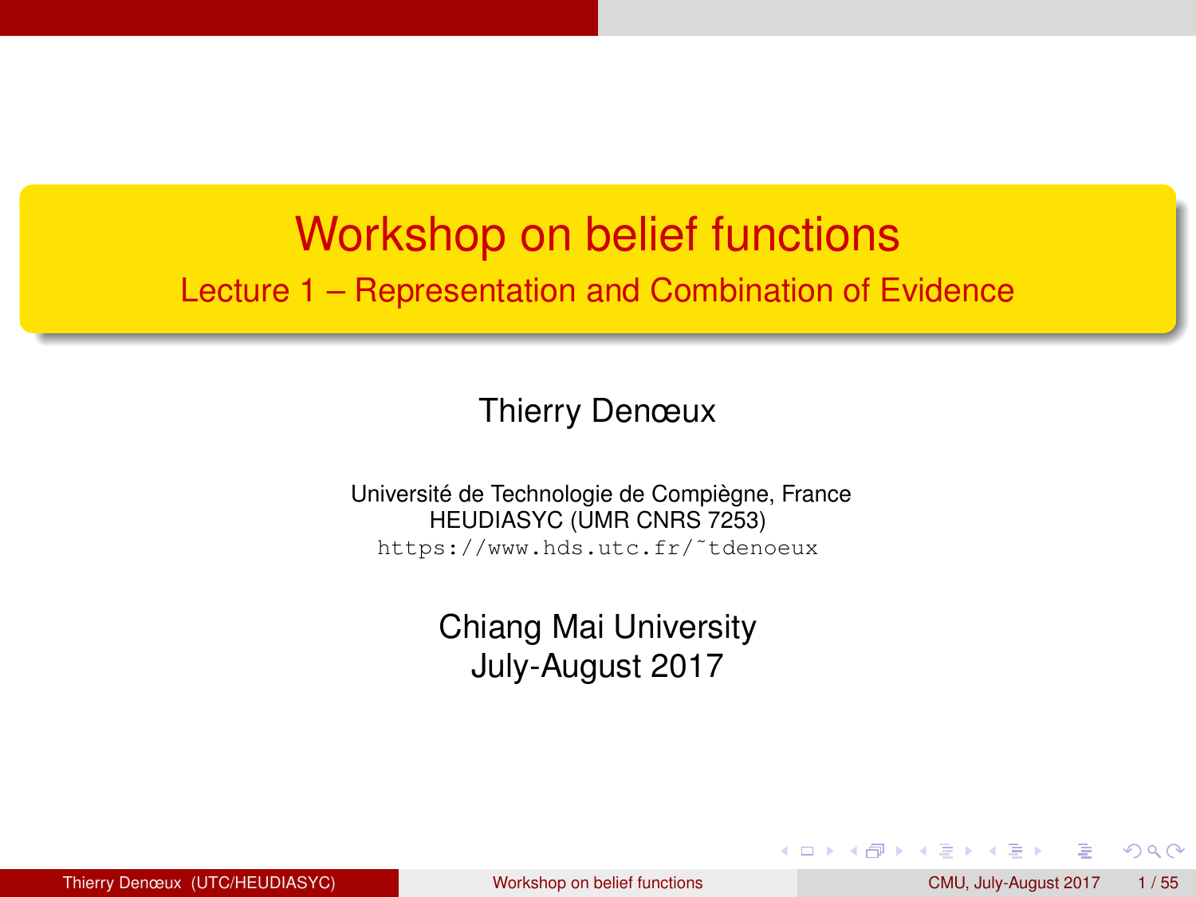# Workshop on belief functions

## Lecture 1 – Representation and Combination of Evidence

Thierry Denœux

Université de Technologie de Compiègne, France
HEUDIASYC (UMR CNRS 7253)
https://www.hds.utc.fr/~tdenoeux

Chiang Mai University
July-August 2017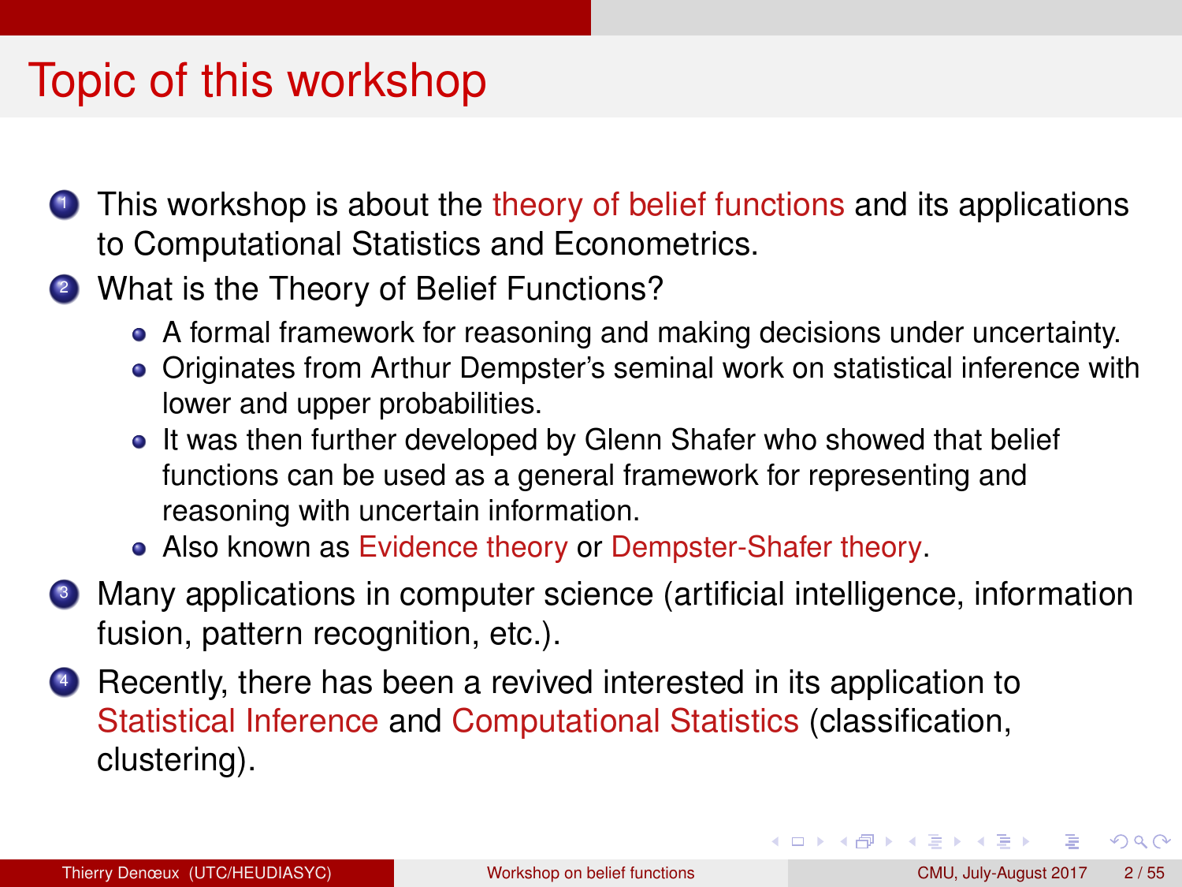# Topic of this workshop

1. This workshop is about the theory of belief functions and its applications to Computational Statistics and Econometrics.
2. What is the Theory of Belief Functions?
   - A formal framework for reasoning and making decisions under uncertainty.
   - Originates from Arthur Dempster's seminal work on statistical inference with lower and upper probabilities.
   - It was then further developed by Glenn Shafer who showed that belief functions can be used as a general framework for representing and reasoning with uncertain information.
   - Also known as Evidence theory or Dempster-Shafer theory.
3. Many applications in computer science (artificial intelligence, information fusion, pattern recognition, etc.).
4. Recently, there has been a revived interested in its application to Statistical Inference and Computational Statistics (classification, clustering).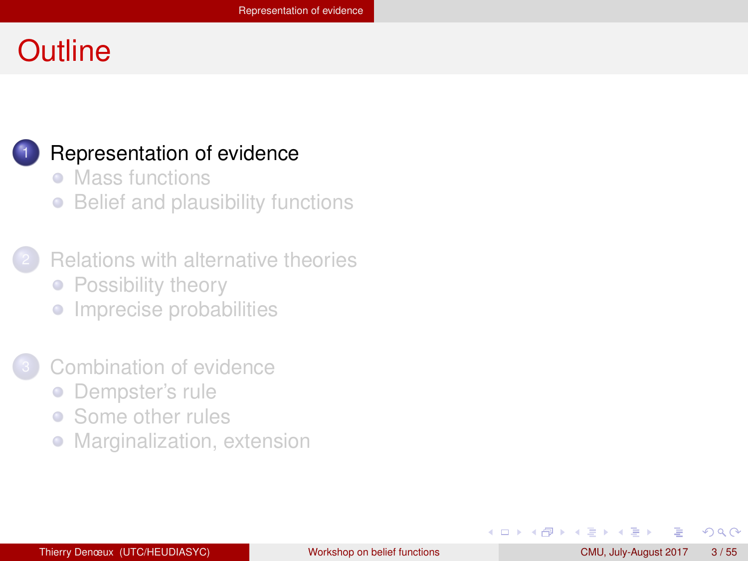# Outline

1. Representation of evidence
   - Mass functions
   - Belief and plausibility functions

2. Relations with alternative theories
   - Possibility theory
   - Imprecise probabilities

3. Combination of evidence
   - Dempster's rule
   - Some other rules
   - Marginalization, extension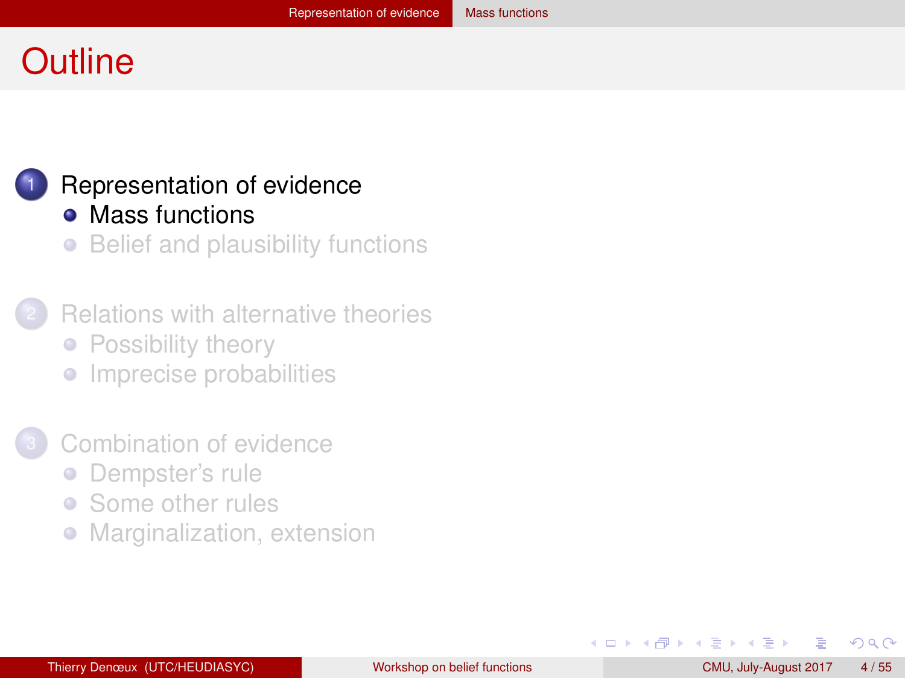# Outline

1. Representation of evidence
   - Mass functions
   - Belief and plausibility functions
2. Relations with alternative theories
   - Possibility theory
   - Imprecise probabilities
3. Combination of evidence
   - Dempster's rule
   - Some other rules
   - Marginalization, extension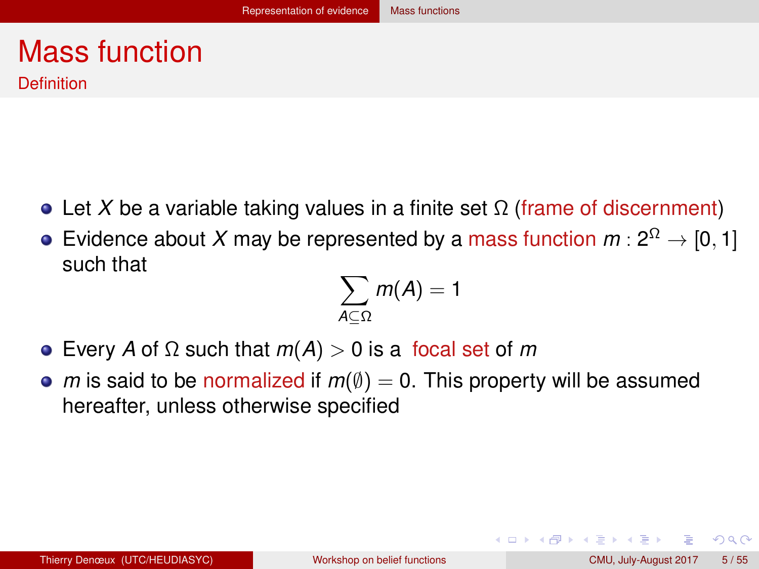# Mass function

## Definition

- Let $X$ be a variable taking values in a finite set $\Omega$ (frame of discernment)
- Evidence about $X$ may be represented by a mass function $m : 2^{\Omega} \rightarrow [0, 1]$ such that

$$\sum_{A \subseteq \Omega} m(A) = 1$$

- Every $A$ of $\Omega$ such that $m(A) > 0$ is a focal set of $m$
- $m$ is said to be normalized if $m(\emptyset) = 0$. This property will be assumed hereafter, unless otherwise specified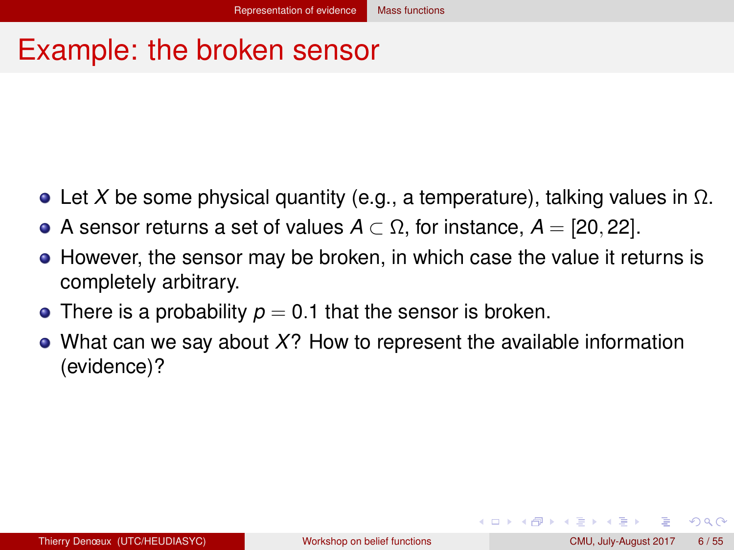# Example: the broken sensor

- Let $X$ be some physical quantity (e.g., a temperature), talking values in $\Omega$.
- A sensor returns a set of values $A \subset \Omega$, for instance, $A = [20, 22]$.
- However, the sensor may be broken, in which case the value it returns is completely arbitrary.
- There is a probability $p = 0.1$ that the sensor is broken.
- What can we say about $X$? How to represent the available information (evidence)?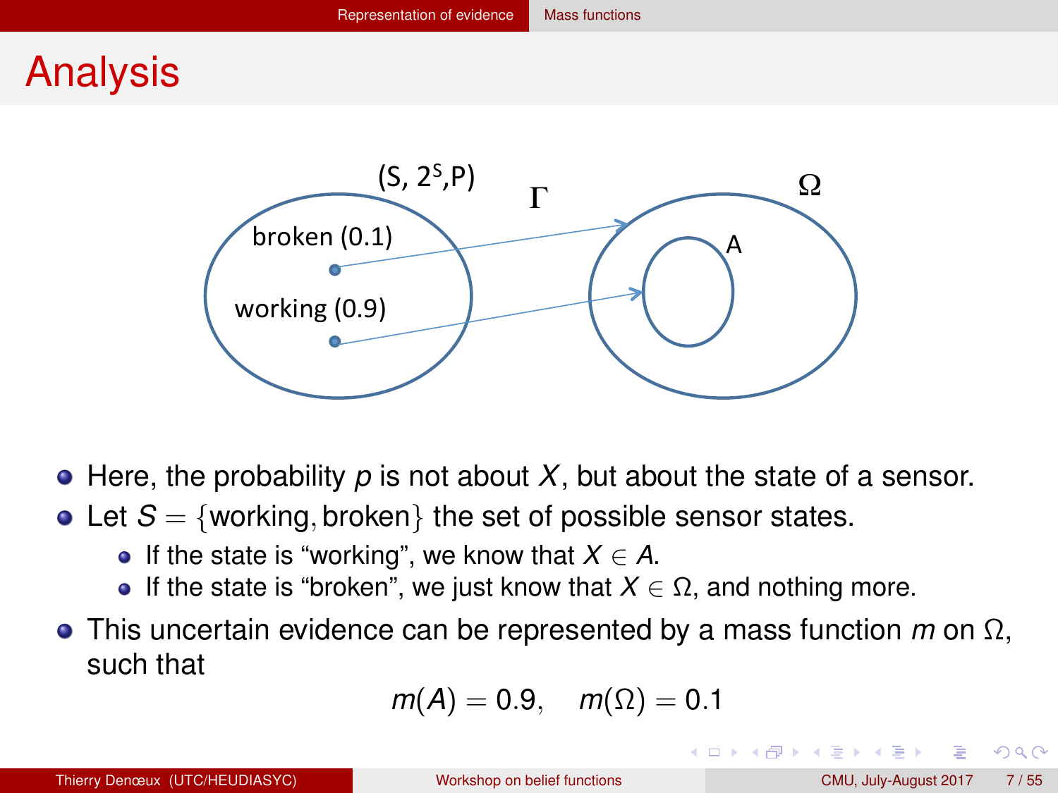# Analysis

- Here, the probability $p$ is not about $X$, but about the state of a sensor.
- Let $S = \{\text{working}, \text{broken}\}$ the set of possible sensor states.
  - If the state is "working", we know that $X \in A$.
  - If the state is "broken", we just know that $X \in \Omega$, and nothing more.
- This uncertain evidence can be represented by a mass function $m$ on $\Omega$, such that

$$m(A) = 0.9, \quad m(\Omega) = 0.1$$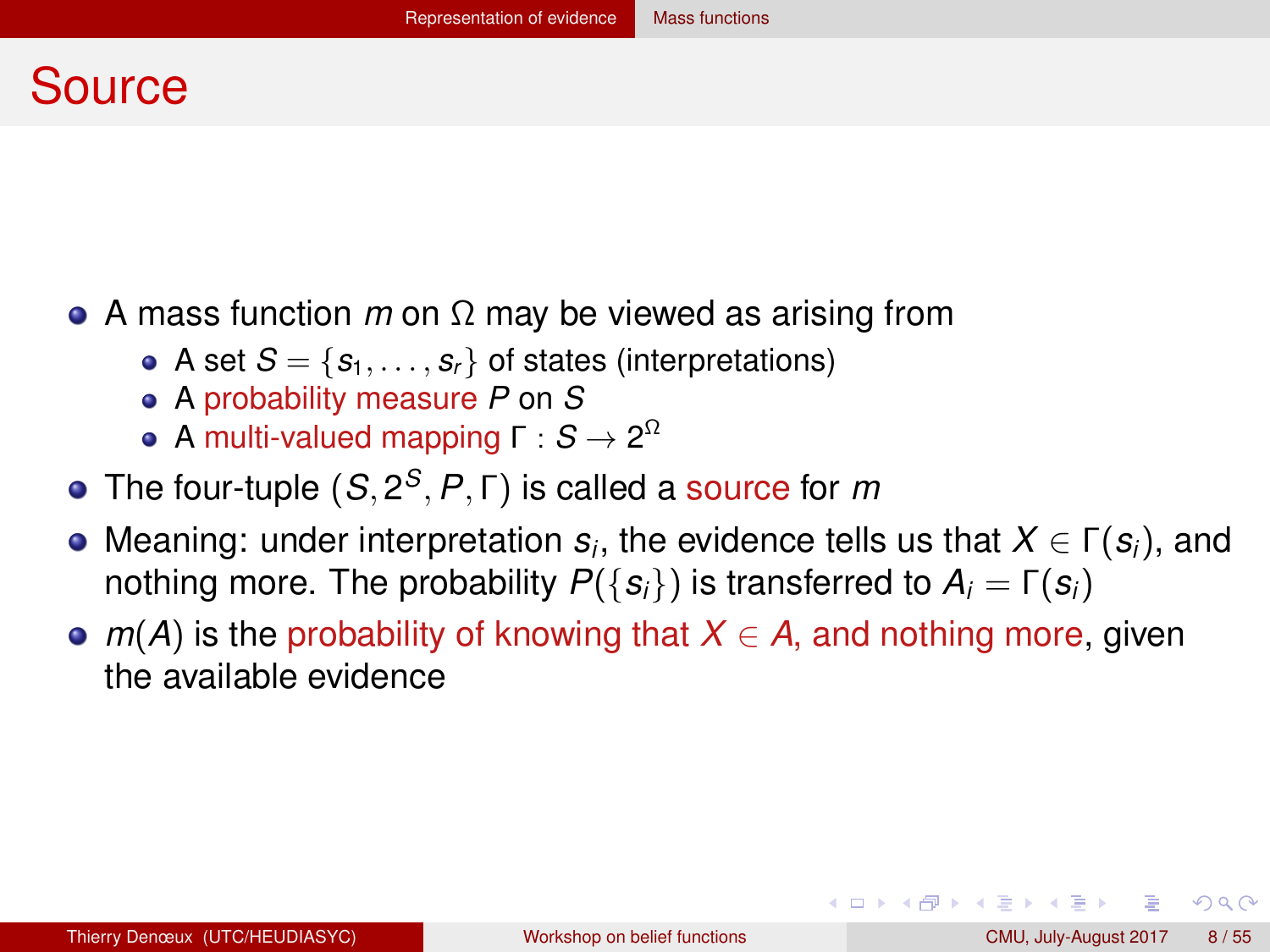# Source

- A mass function $m$ on $\Omega$ may be viewed as arising from
  - A set $S = \{s_1, \ldots, s_r\}$ of states (interpretations)
  - A probability measure $P$ on $S$
  - A multi-valued mapping $\Gamma : S \rightarrow 2^{\Omega}$
- The four-tuple $(S, 2^S, P, \Gamma)$ is called a source for $m$
- Meaning: under interpretation $s_i$, the evidence tells us that $X \in \Gamma(s_i)$, and nothing more. The probability $P(\{s_i\})$ is transferred to $A_i = \Gamma(s_i)$
- $m(A)$ is the probability of knowing that $X \in A$, and nothing more, given the available evidence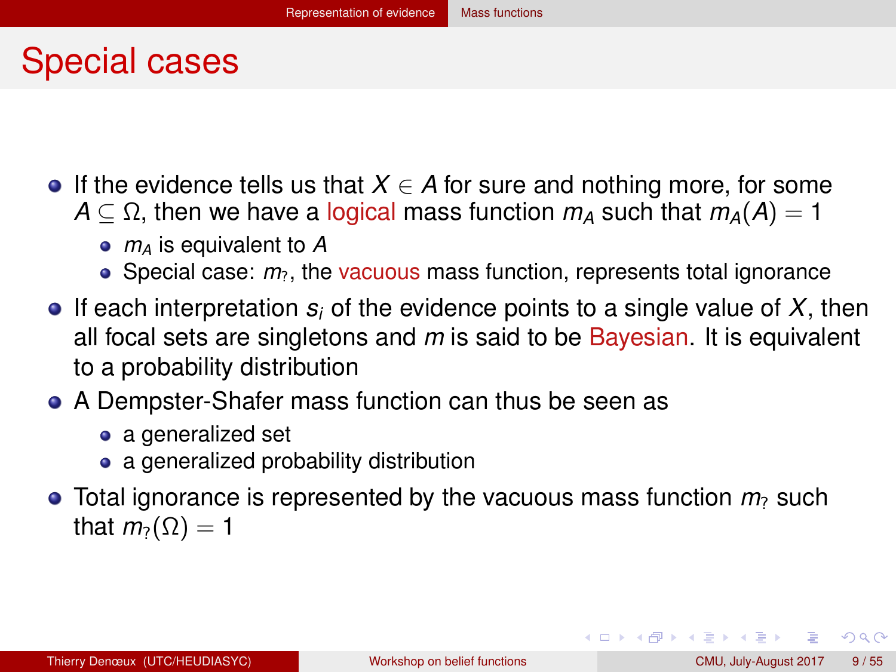# Special cases

- If the evidence tells us that $X \in A$ for sure and nothing more, for some $A \subseteq \Omega$, then we have a logical mass function $m_A$ such that $m_A(A) = 1$
  - $m_A$ is equivalent to $A$
  - Special case: $m_?$, the vacuous mass function, represents total ignorance
- If each interpretation $s_i$ of the evidence points to a single value of $X$, then all focal sets are singletons and $m$ is said to be Bayesian. It is equivalent to a probability distribution
- A Dempster-Shafer mass function can thus be seen as
  - a generalized set
  - a generalized probability distribution
- Total ignorance is represented by the vacuous mass function $m_?$ such that $m_?(\Omega) = 1$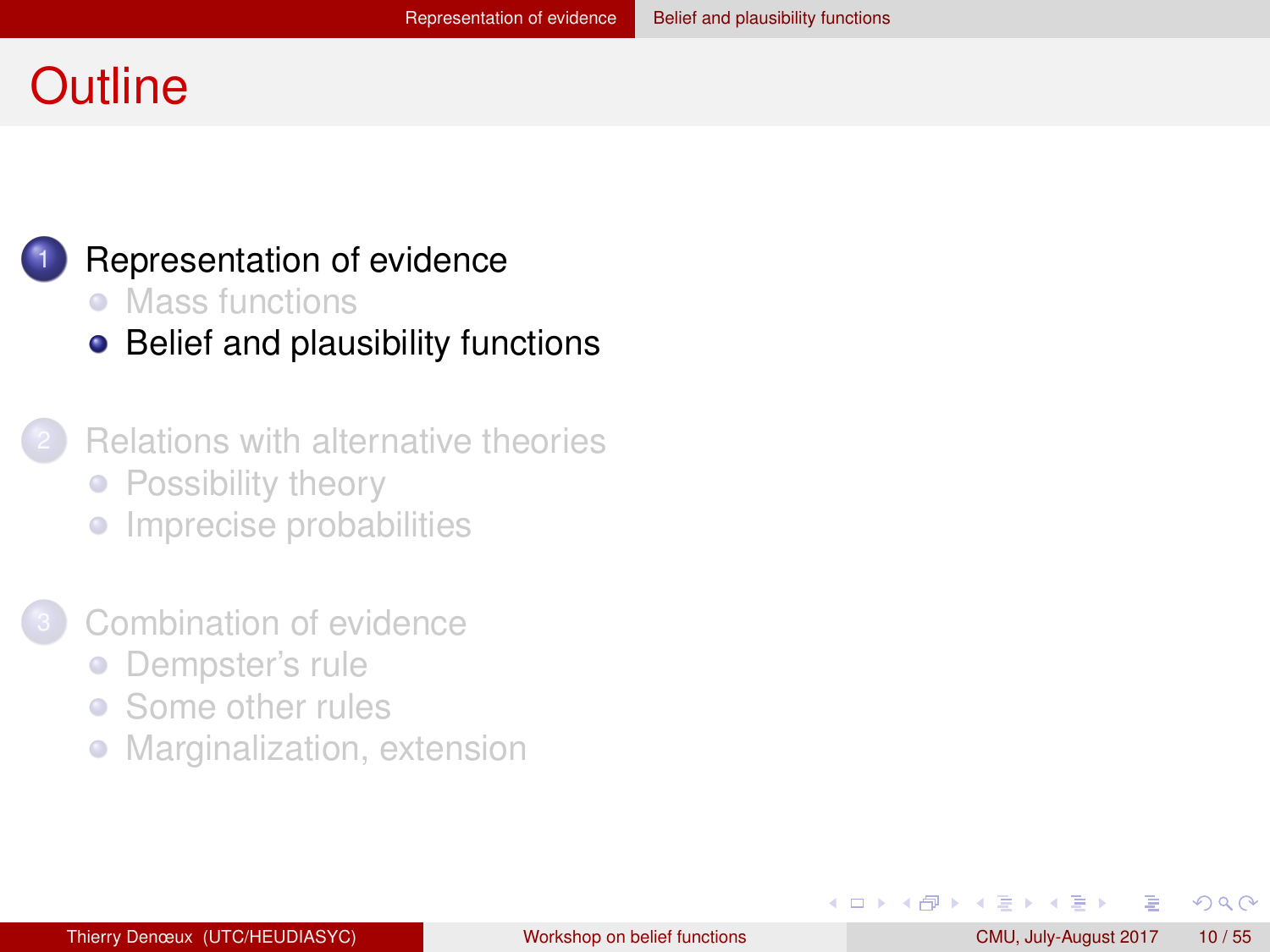# Outline

1. Representation of evidence
   - Mass functions
   - Belief and plausibility functions

2. Relations with alternative theories
   - Possibility theory
   - Imprecise probabilities

3. Combination of evidence
   - Dempster's rule
   - Some other rules
   - Marginalization, extension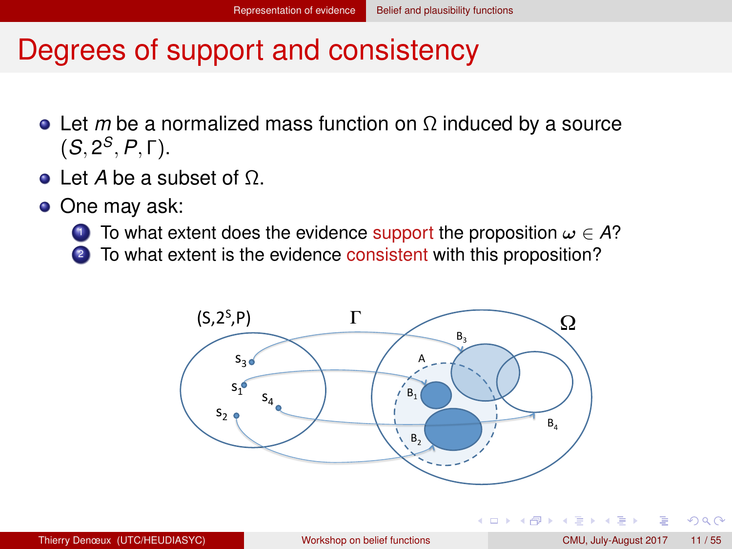# Degrees of support and consistency

- Let $m$ be a normalized mass function on $\Omega$ induced by a source $(S, 2^S, P, \Gamma)$.
- Let $A$ be a subset of $\Omega$.
- One may ask:
  1. To what extent does the evidence support the proposition $\omega \in A$?
  2. To what extent is the evidence consistent with this proposition?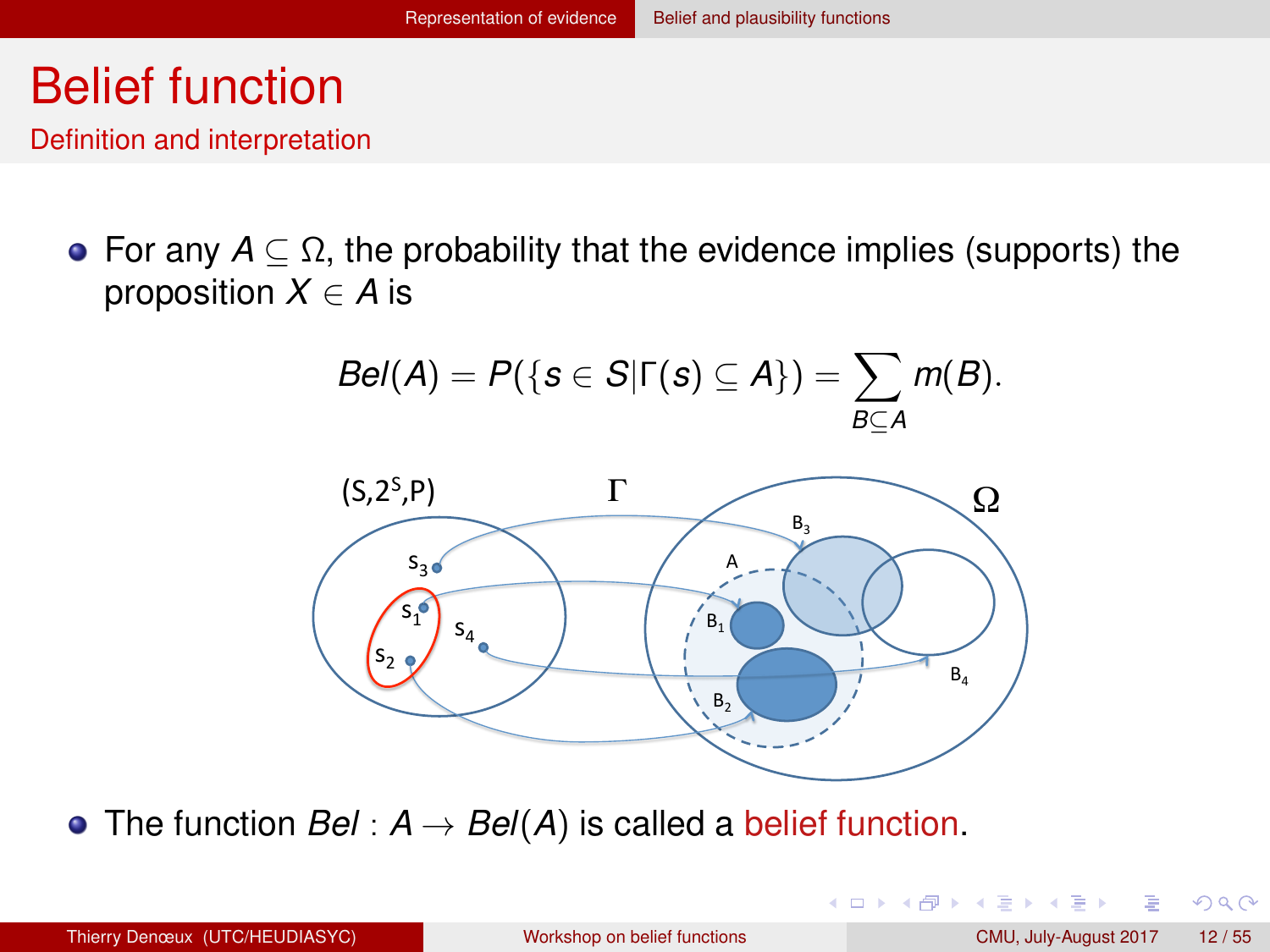# Belief function

## Definition and interpretation

- For any $A \subseteq \Omega$, the probability that the evidence implies (supports) the proposition $X \in A$ is

$$Bel(A) = P(\{s \in S | \Gamma(s) \subseteq A\}) = \sum_{B \subseteq A} m(B).$$

- The function $Bel : A \to Bel(A)$ is called a belief function.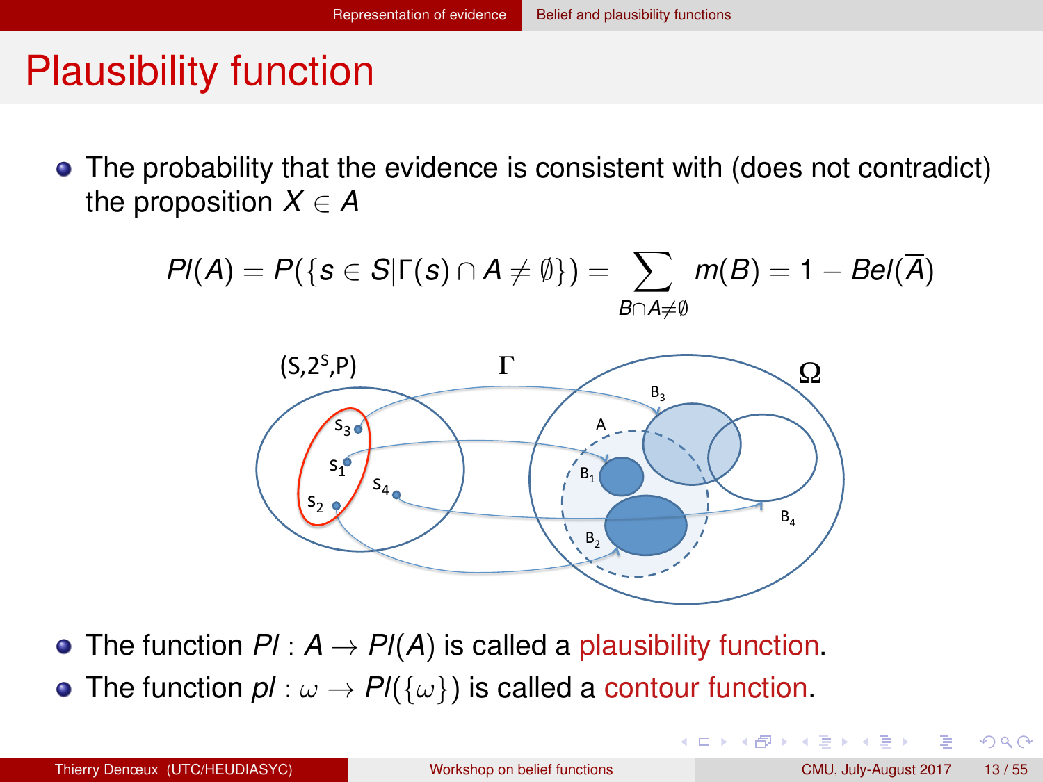# Plausibility function

- The probability that the evidence is consistent with (does not contradict) the proposition $X \in A$

$$Pl(A) = P(\{s \in S | \Gamma(s) \cap A \neq \emptyset\}) = \sum_{B \cap A \neq \emptyset} m(B) = 1 - Bel(\overline{A})$$

- The function $Pl : A \to Pl(A)$ is called a plausibility function.
- The function $pl : \omega \to Pl(\{\omega\})$ is called a contour function.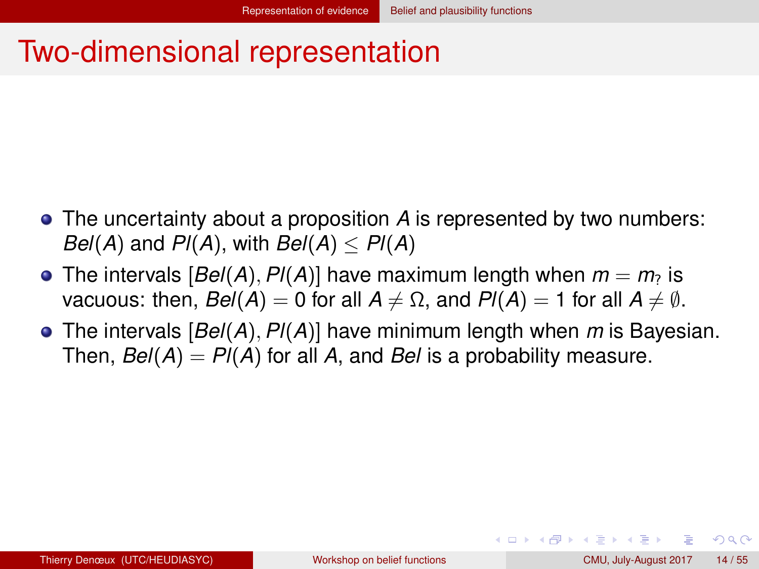# Two-dimensional representation

- The uncertainty about a proposition $A$ is represented by two numbers: $Bel(A)$ and $Pl(A)$, with $Bel(A) \leq Pl(A)$
- The intervals $[Bel(A), Pl(A)]$ have maximum length when $m = m_?$ is vacuous: then, $Bel(A) = 0$ for all $A \neq \Omega$, and $Pl(A) = 1$ for all $A \neq \emptyset$.
- The intervals $[Bel(A), Pl(A)]$ have minimum length when $m$ is Bayesian. Then, $Bel(A) = Pl(A)$ for all $A$, and $Bel$ is a probability measure.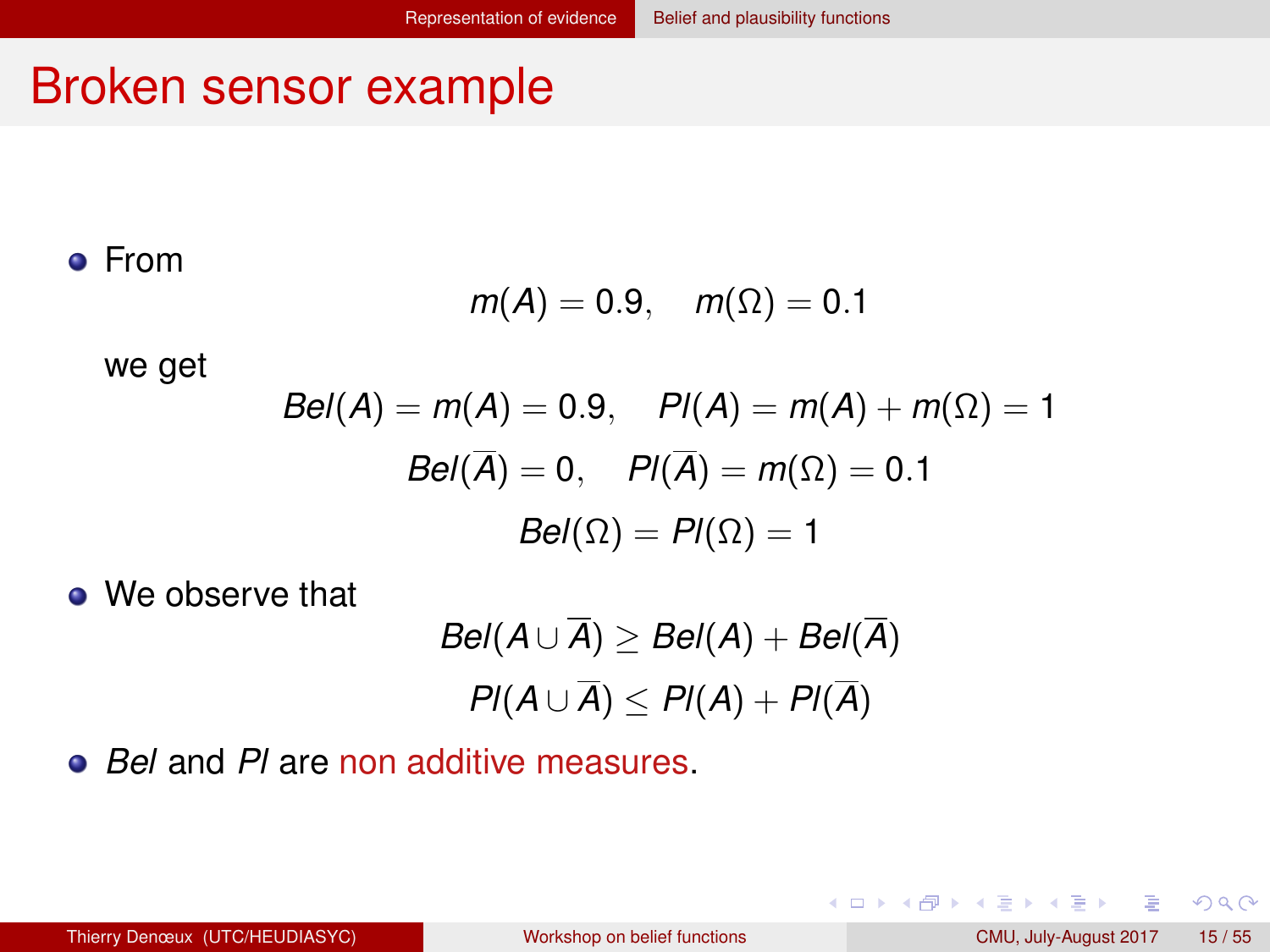# Broken sensor example

- From

$$m(A) = 0.9, \quad m(\Omega) = 0.1$$

  we get

$$Bel(A) = m(A) = 0.9, \quad Pl(A) = m(A) + m(\Omega) = 1$$

$$Bel(\overline{A}) = 0, \quad Pl(\overline{A}) = m(\Omega) = 0.1$$

$$Bel(\Omega) = Pl(\Omega) = 1$$

- We observe that

$$Bel(A \cup \overline{A}) \geq Bel(A) + Bel(\overline{A})$$

$$Pl(A \cup \overline{A}) \leq Pl(A) + Pl(\overline{A})$$

- *Bel* and *Pl* are non additive measures.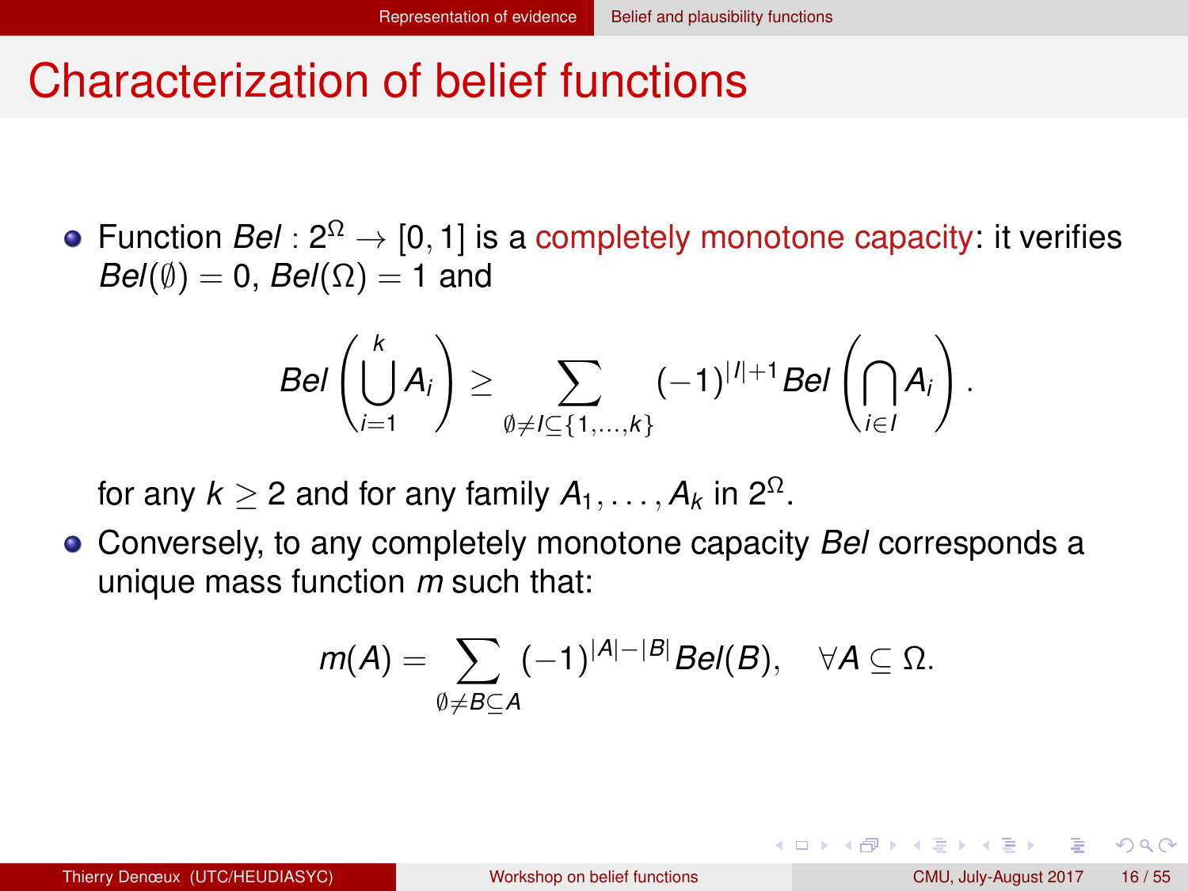# Characterization of belief functions

- Function $Bel : 2^\Omega \rightarrow [0,1]$ is a completely monotone capacity: it verifies $Bel(\emptyset) = 0$, $Bel(\Omega) = 1$ and

$$Bel\left(\bigcup_{i=1}^{k} A_i\right) \geq \sum_{\emptyset \neq I \subseteq \{1,\ldots,k\}} (-1)^{|I|+1} Bel\left(\bigcap_{i \in I} A_i\right).$$

  for any $k \geq 2$ and for any family $A_1, \ldots, A_k$ in $2^\Omega$.

- Conversely, to any completely monotone capacity $Bel$ corresponds a unique mass function $m$ such that:

$$m(A) = \sum_{\emptyset \neq B \subseteq A} (-1)^{|A|-|B|} Bel(B), \quad \forall A \subseteq \Omega.$$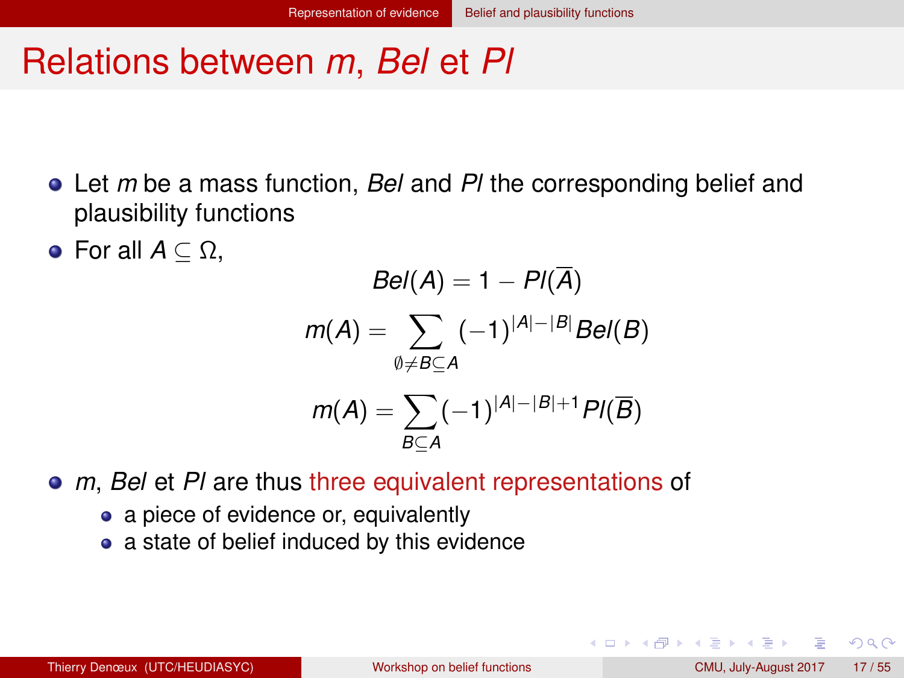# Relations between $m$, $Bel$ et $Pl$

- Let $m$ be a mass function, $Bel$ and $Pl$ the corresponding belief and plausibility functions
- For all $A \subseteq \Omega$,

$$Bel(A) = 1 - Pl(\overline{A})$$

$$m(A) = \sum_{\emptyset \neq B \subseteq A} (-1)^{|A|-|B|} Bel(B)$$

$$m(A) = \sum_{B \subseteq A} (-1)^{|A|-|B|+1} Pl(\overline{B})$$

- $m$, $Bel$ et $Pl$ are thus three equivalent representations of
  - a piece of evidence or, equivalently
  - a state of belief induced by this evidence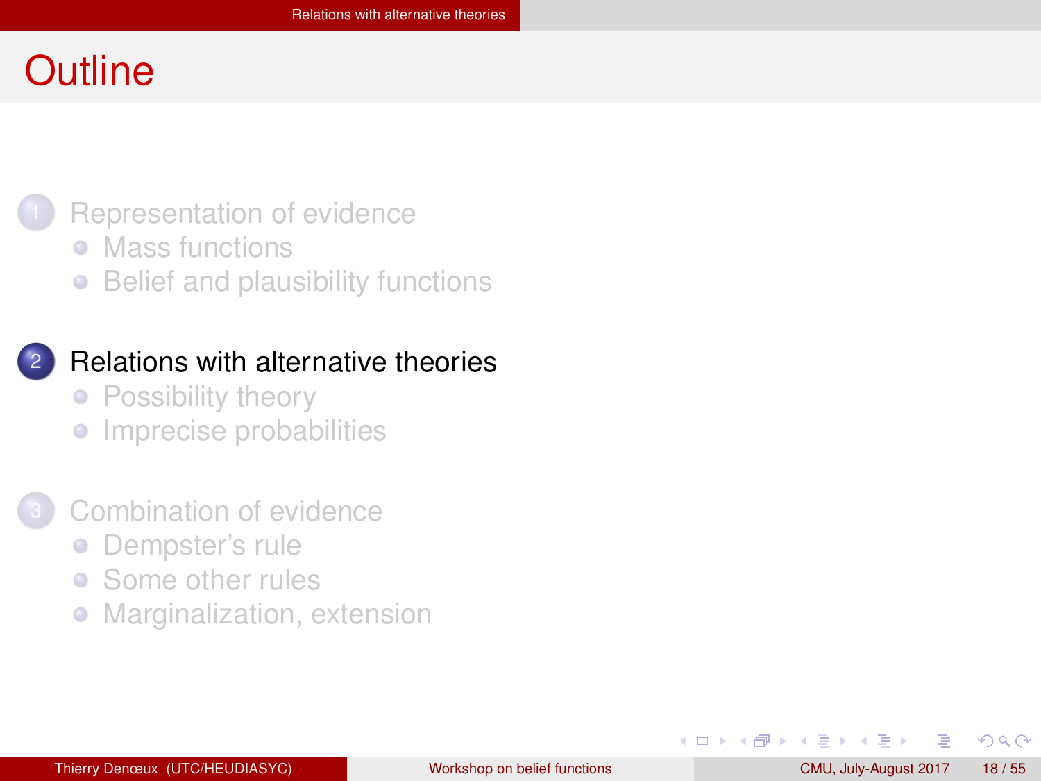# Outline

1. Representation of evidence
   - Mass functions
   - Belief and plausibility functions

2. **Relations with alternative theories**
   - Possibility theory
   - Imprecise probabilities

3. Combination of evidence
   - Dempster's rule
   - Some other rules
   - Marginalization, extension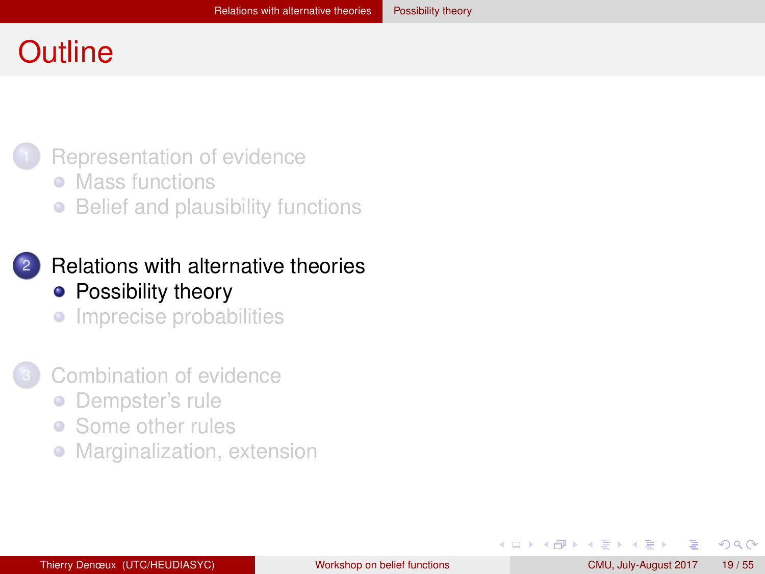# Outline

1. Representation of evidence
   - Mass functions
   - Belief and plausibility functions

2. Relations with alternative theories
   - Possibility theory
   - Imprecise probabilities

3. Combination of evidence
   - Dempster's rule
   - Some other rules
   - Marginalization, extension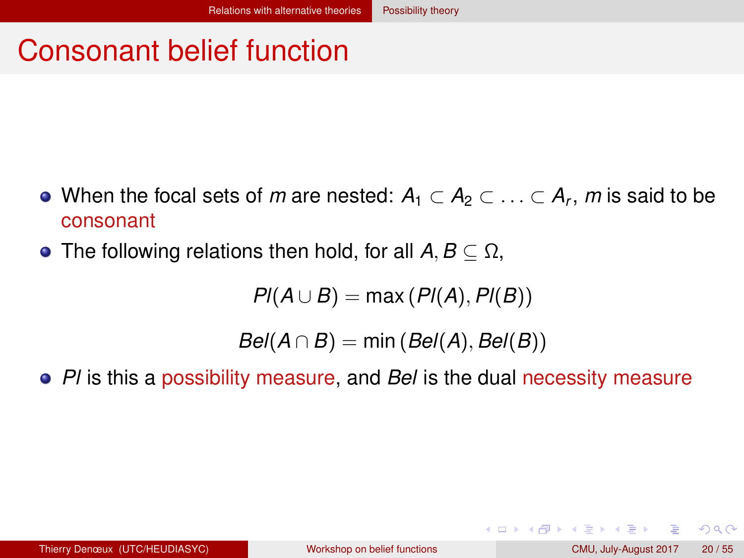# Consonant belief function

- When the focal sets of $m$ are nested: $A_1 \subset A_2 \subset \ldots \subset A_r$, $m$ is said to be consonant
- The following relations then hold, for all $A, B \subseteq \Omega$,

$$Pl(A \cup B) = \max\left(Pl(A), Pl(B)\right)$$

$$Bel(A \cap B) = \min\left(Bel(A), Bel(B)\right)$$

- *Pl* is this a possibility measure, and *Bel* is the dual necessity measure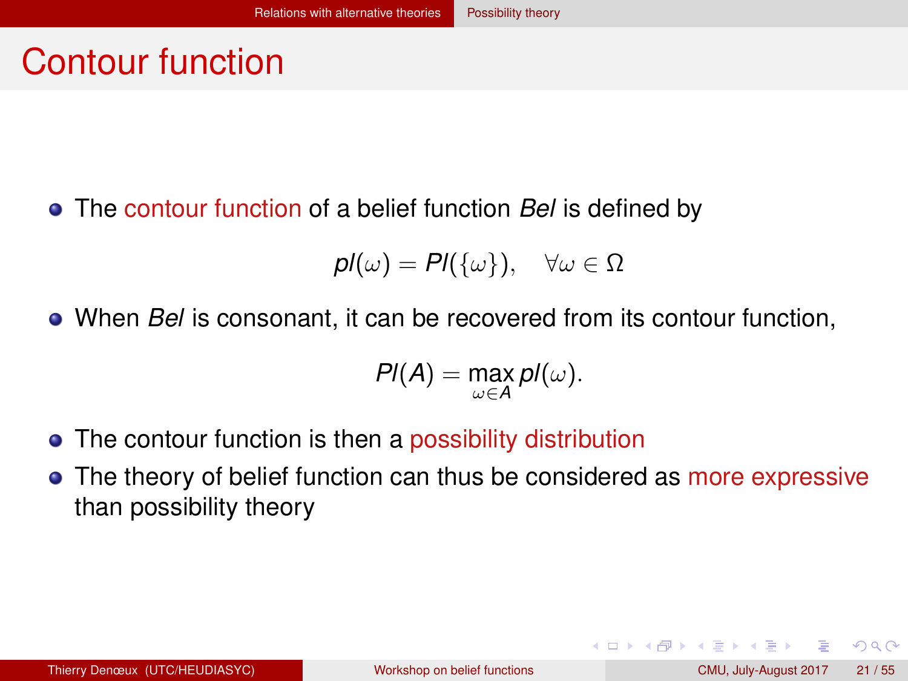# Contour function

- The contour function of a belief function *Bel* is defined by

$$pl(\omega) = Pl(\{\omega\}), \quad \forall \omega \in \Omega$$

- When *Bel* is consonant, it can be recovered from its contour function,

$$Pl(A) = \max_{\omega \in A} pl(\omega).$$

- The contour function is then a possibility distribution
- The theory of belief function can thus be considered as more expressive than possibility theory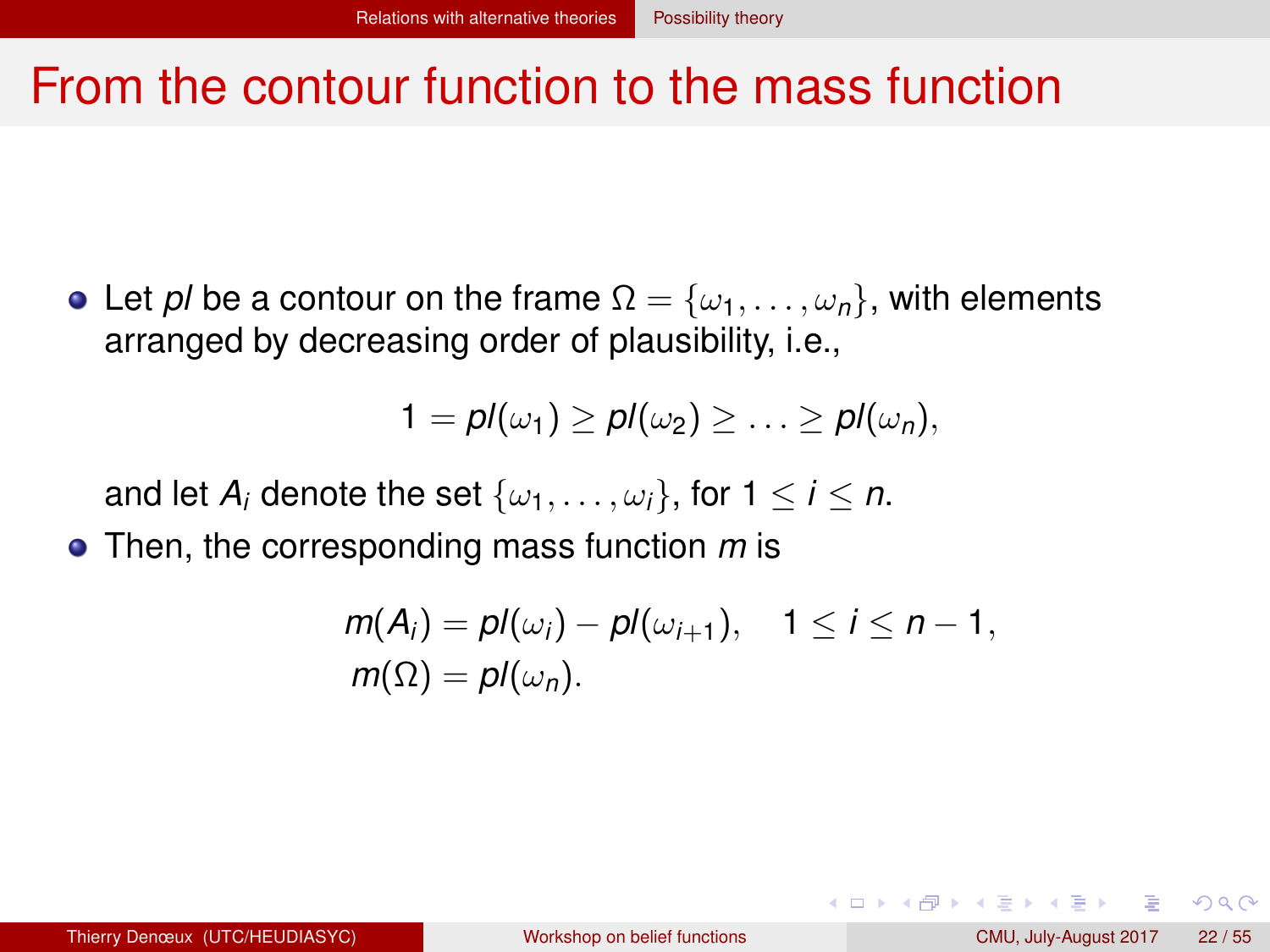# From the contour function to the mass function

- Let $pl$ be a contour on the frame $\Omega = \{\omega_1, \ldots, \omega_n\}$, with elements arranged by decreasing order of plausibility, i.e.,

$$1 = pl(\omega_1) \geq pl(\omega_2) \geq \ldots \geq pl(\omega_n),$$

  and let $A_i$ denote the set $\{\omega_1, \ldots, \omega_i\}$, for $1 \leq i \leq n$.

- Then, the corresponding mass function $m$ is

$$m(A_i) = pl(\omega_i) - pl(\omega_{i+1}), \quad 1 \leq i \leq n-1,$$
$$m(\Omega) = pl(\omega_n).$$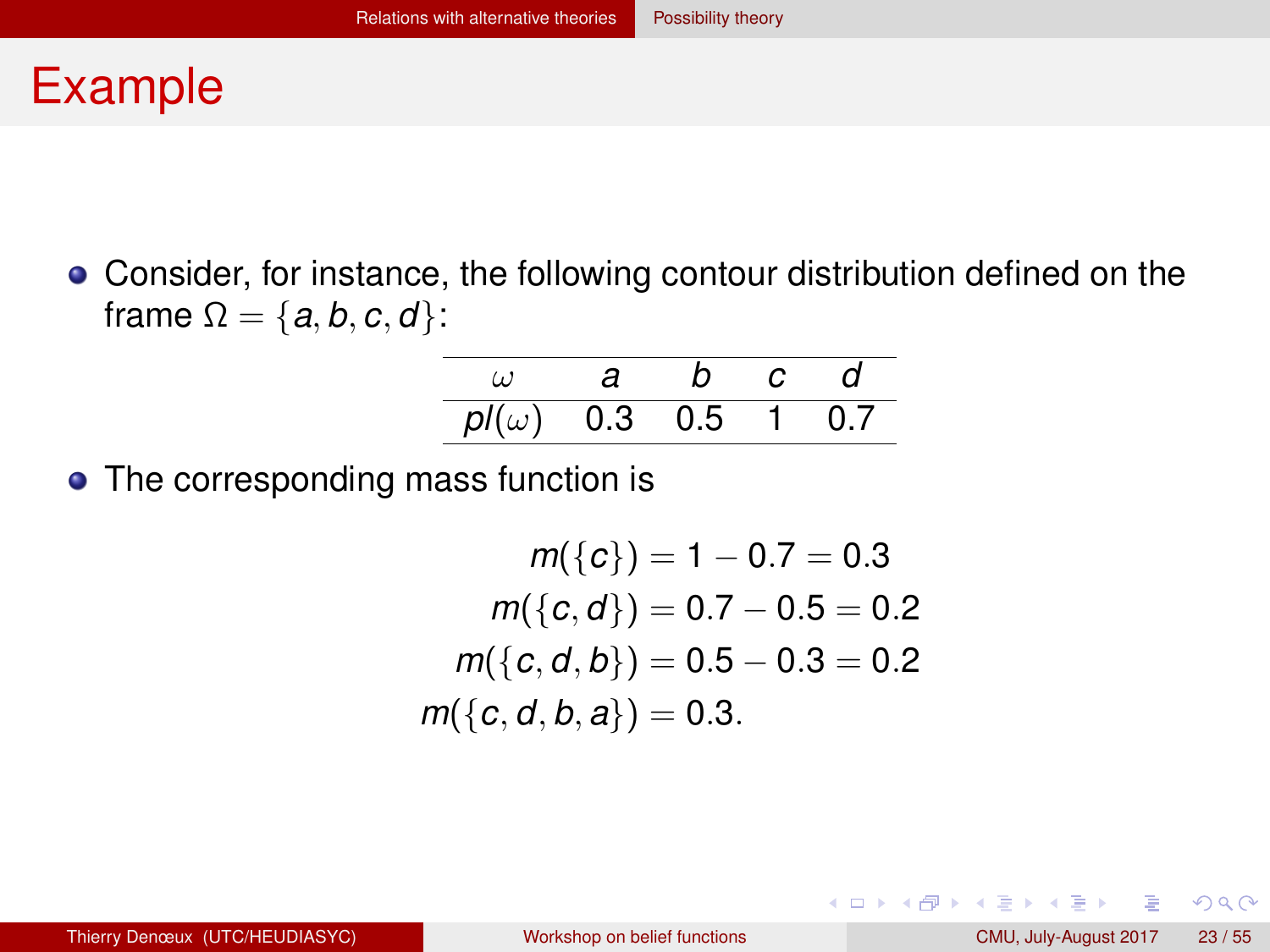# Example

- Consider, for instance, the following contour distribution defined on the frame $\Omega = \{a, b, c, d\}$:

| $\omega$ | $a$ | $b$ | $c$ | $d$ |
|---|---|---|---|---|
| $pl(\omega)$ | 0.3 | 0.5 | 1 | 0.7 |

- The corresponding mass function is

$$
\begin{aligned}
m(\{c\}) &= 1 - 0.7 = 0.3 \\
m(\{c, d\}) &= 0.7 - 0.5 = 0.2 \\
m(\{c, d, b\}) &= 0.5 - 0.3 = 0.2 \\
m(\{c, d, b, a\}) &= 0.3.
\end{aligned}
$$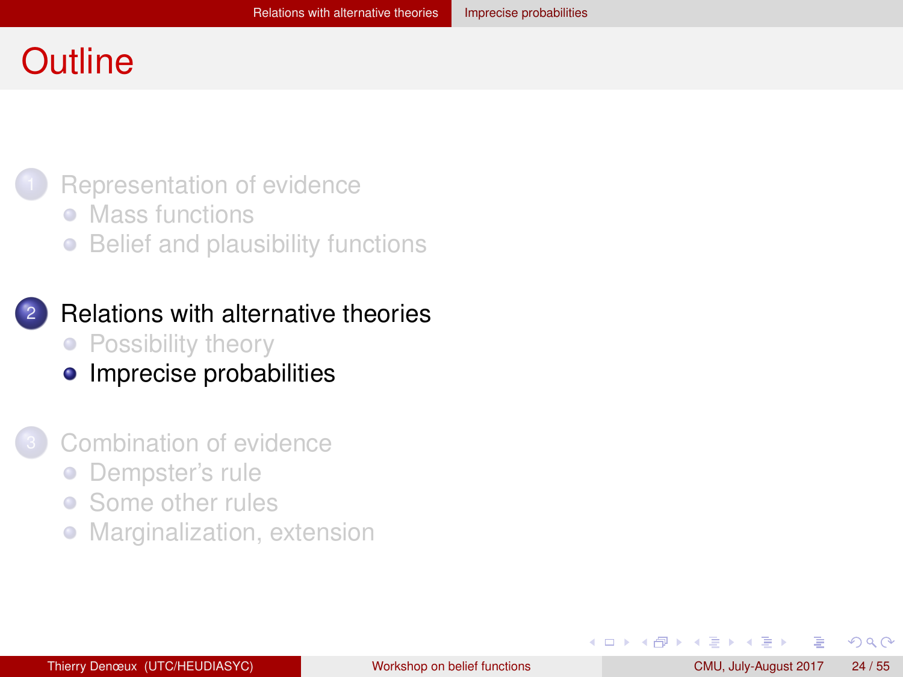# Outline

1. Representation of evidence
   - Mass functions
   - Belief and plausibility functions

2. Relations with alternative theories
   - Possibility theory
   - Imprecise probabilities

3. Combination of evidence
   - Dempster's rule
   - Some other rules
   - Marginalization, extension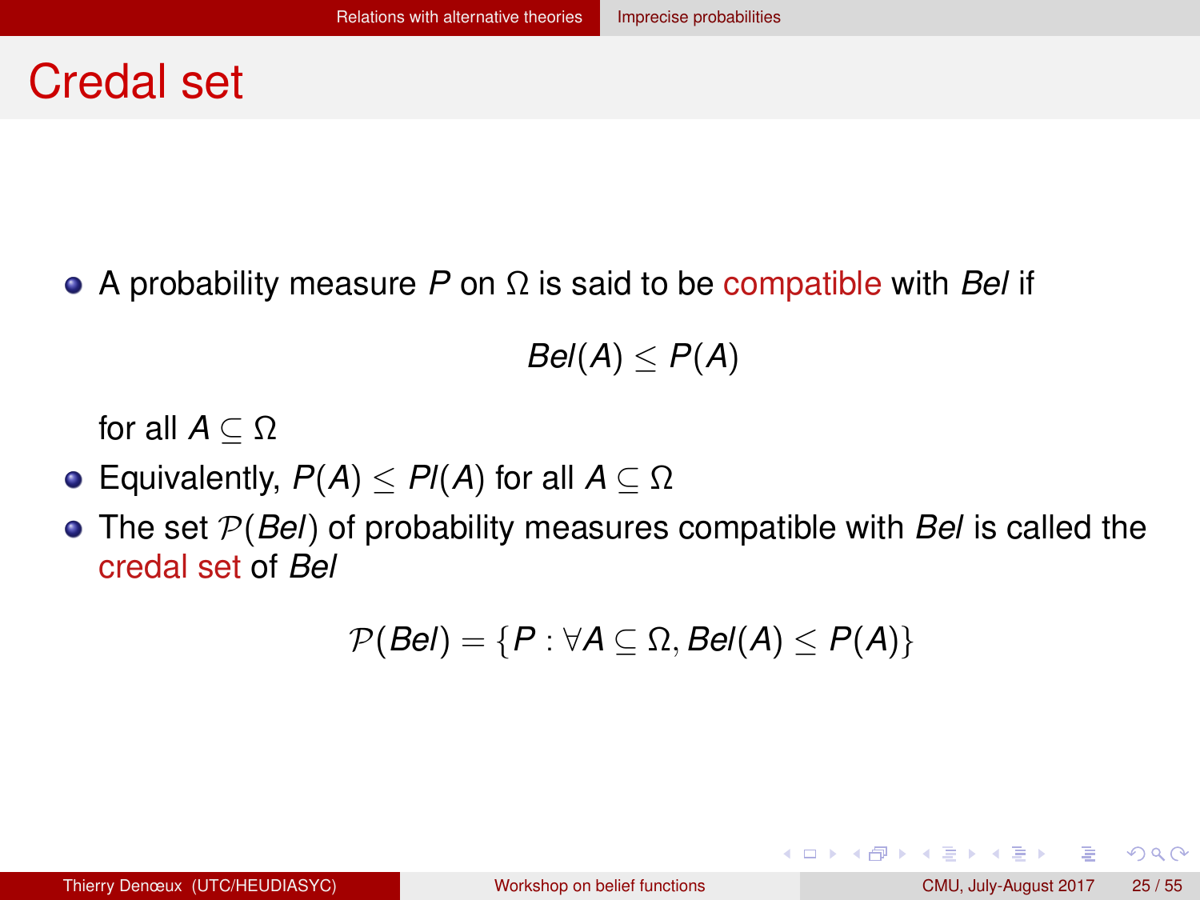# Credal set

- A probability measure $P$ on $\Omega$ is said to be compatible with $Bel$ if

$$Bel(A) \leq P(A)$$

  for all $A \subseteq \Omega$
- Equivalently, $P(A) \leq Pl(A)$ for all $A \subseteq \Omega$
- The set $\mathcal{P}(Bel)$ of probability measures compatible with $Bel$ is called the credal set of $Bel$

$$\mathcal{P}(Bel) = \{P : \forall A \subseteq \Omega, Bel(A) \leq P(A)\}$$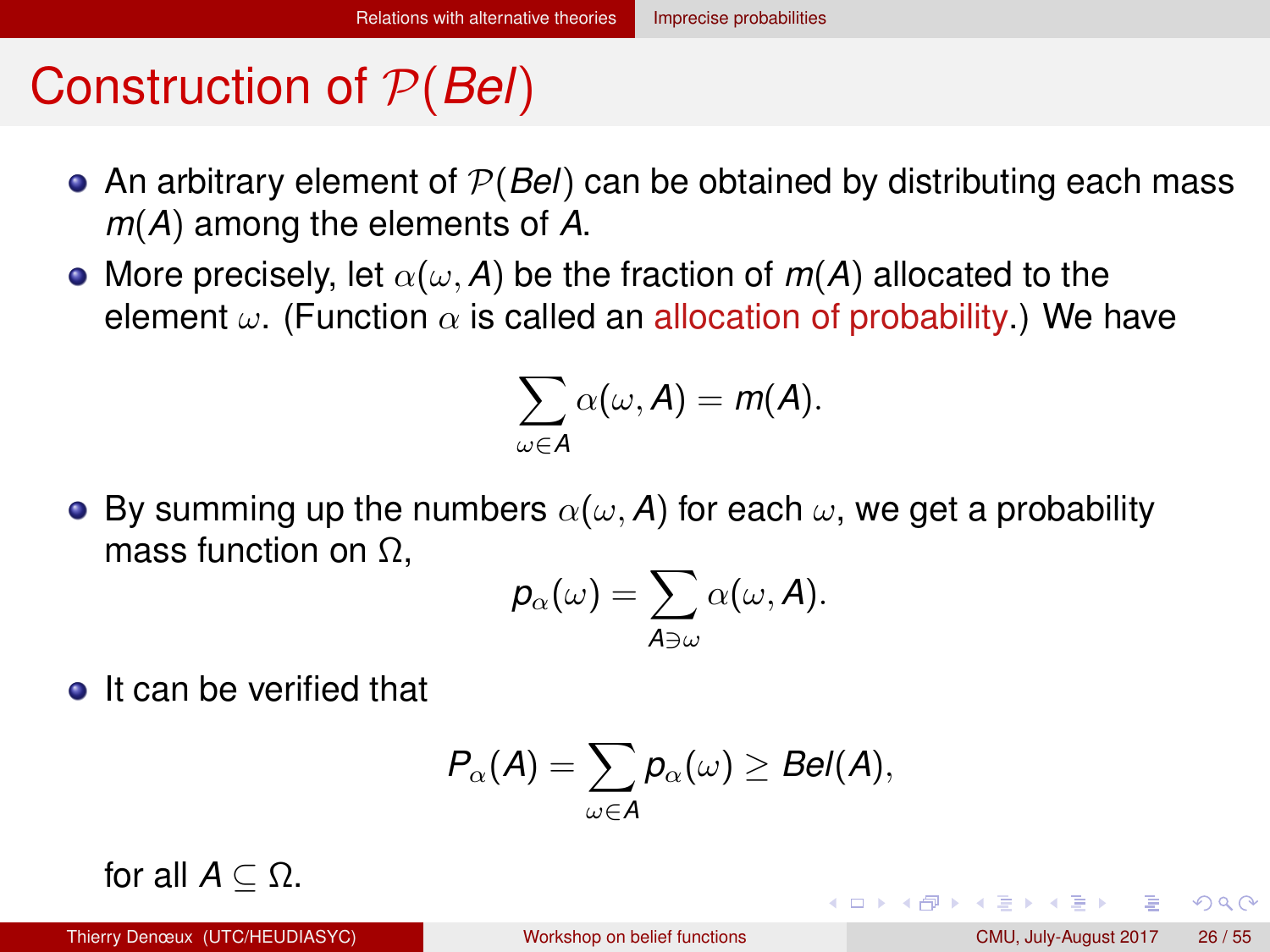# Construction of $\mathcal{P}(Bel)$

- An arbitrary element of $\mathcal{P}(Bel)$ can be obtained by distributing each mass $m(A)$ among the elements of $A$.
- More precisely, let $\alpha(\omega, A)$ be the fraction of $m(A)$ allocated to the element $\omega$. (Function $\alpha$ is called an allocation of probability.) We have

$$\sum_{\omega \in A} \alpha(\omega, A) = m(A).$$

- By summing up the numbers $\alpha(\omega, A)$ for each $\omega$, we get a probability mass function on $\Omega$,

$$p_\alpha(\omega) = \sum_{A \ni \omega} \alpha(\omega, A).$$

- It can be verified that

$$P_\alpha(A) = \sum_{\omega \in A} p_\alpha(\omega) \geq Bel(A),$$

  for all $A \subseteq \Omega$.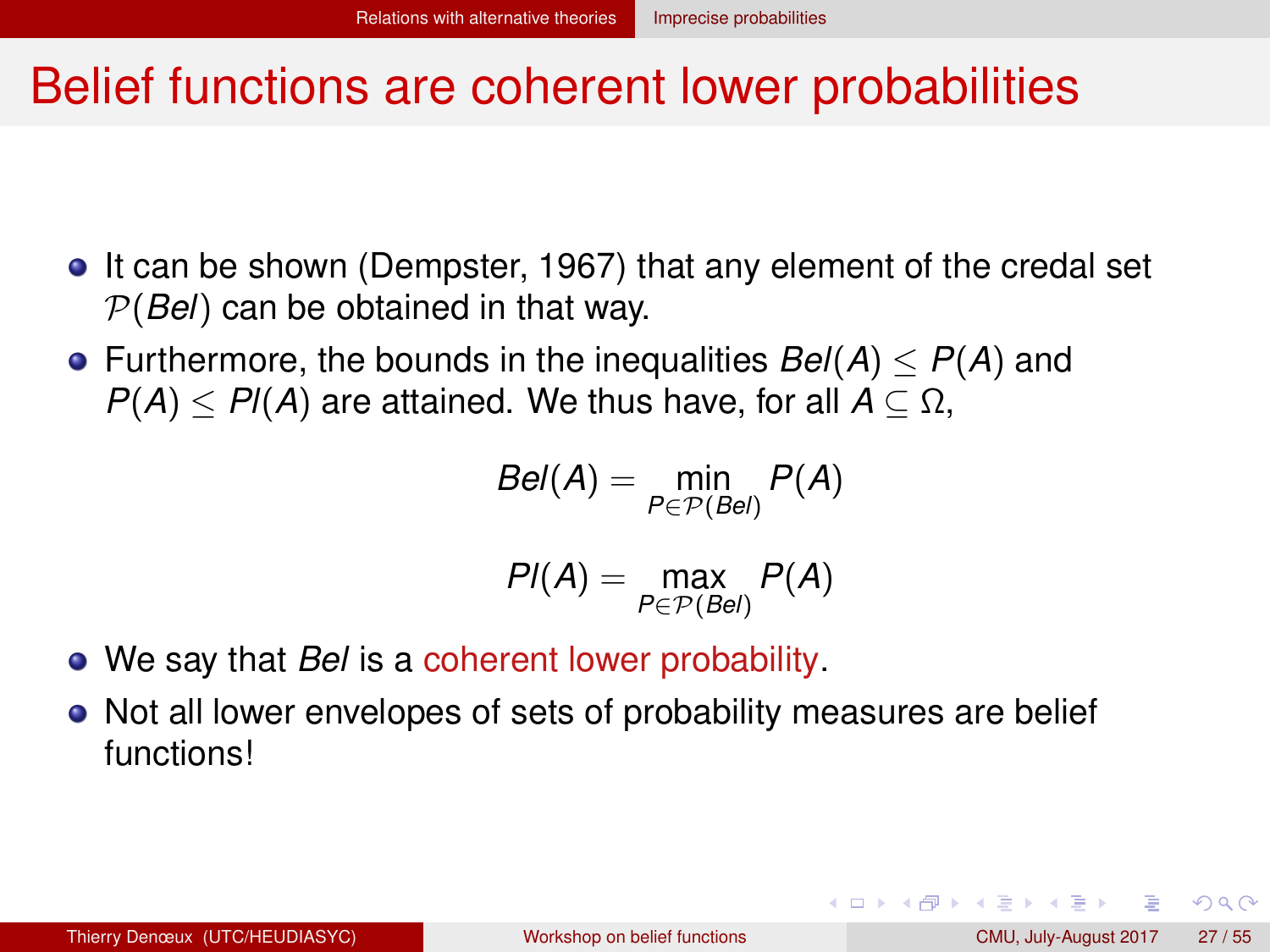# Belief functions are coherent lower probabilities

- It can be shown (Dempster, 1967) that any element of the credal set $\mathcal{P}(Bel)$ can be obtained in that way.
- Furthermore, the bounds in the inequalities $Bel(A) \leq P(A)$ and $P(A) \leq Pl(A)$ are attained. We thus have, for all $A \subseteq \Omega$,

$$Bel(A) = \min_{P \in \mathcal{P}(Bel)} P(A)$$

$$Pl(A) = \max_{P \in \mathcal{P}(Bel)} P(A)$$

- We say that *Bel* is a coherent lower probability.
- Not all lower envelopes of sets of probability measures are belief functions!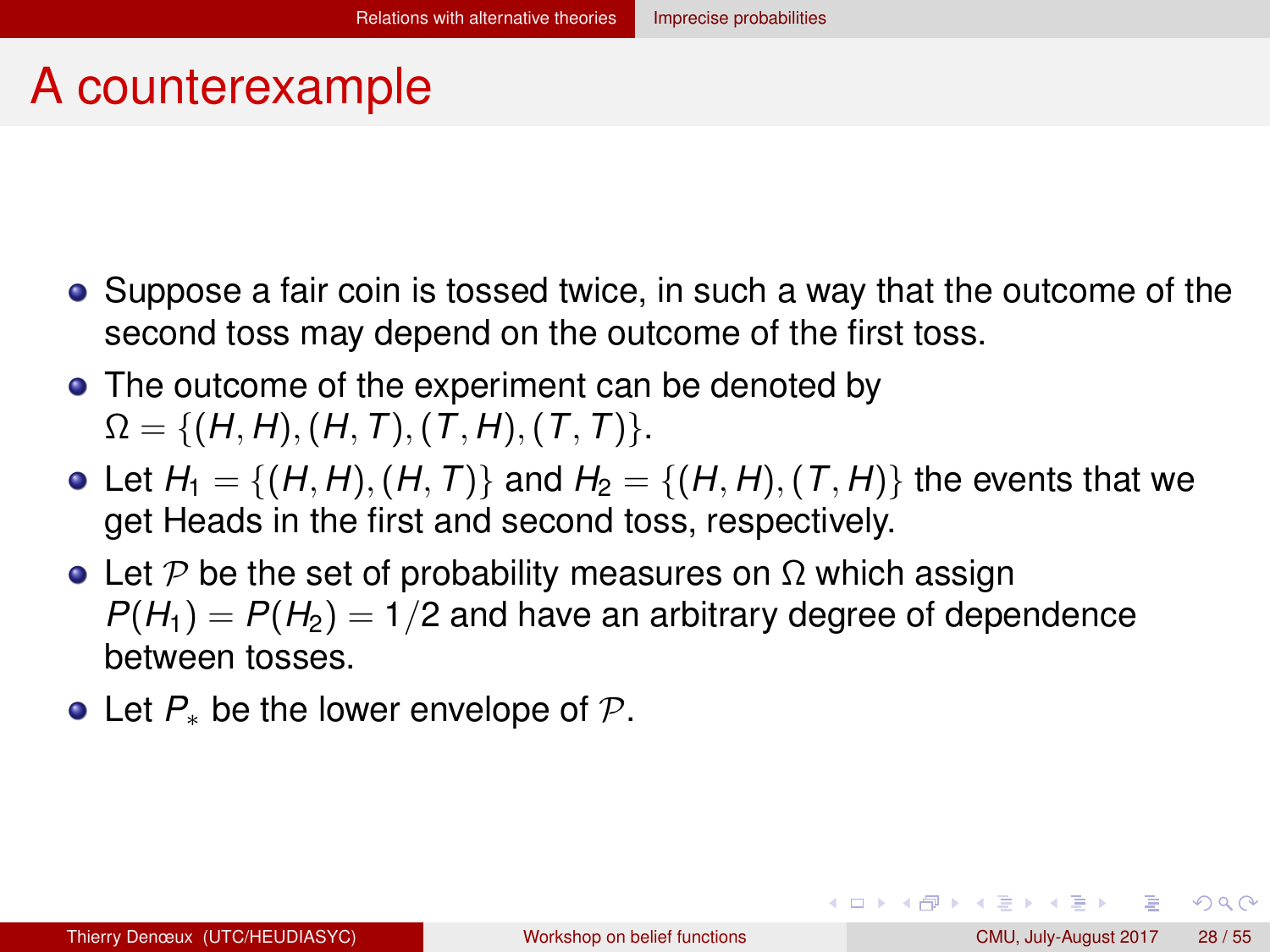# A counterexample

- Suppose a fair coin is tossed twice, in such a way that the outcome of the second toss may depend on the outcome of the first toss.
- The outcome of the experiment can be denoted by $\Omega = \{(H, H), (H, T), (T, H), (T, T)\}$.
- Let $H_1 = \{(H, H), (H, T)\}$ and $H_2 = \{(H, H), (T, H)\}$ the events that we get Heads in the first and second toss, respectively.
- Let $\mathcal{P}$ be the set of probability measures on $\Omega$ which assign $P(H_1) = P(H_2) = 1/2$ and have an arbitrary degree of dependence between tosses.
- Let $P_*$ be the lower envelope of $\mathcal{P}$.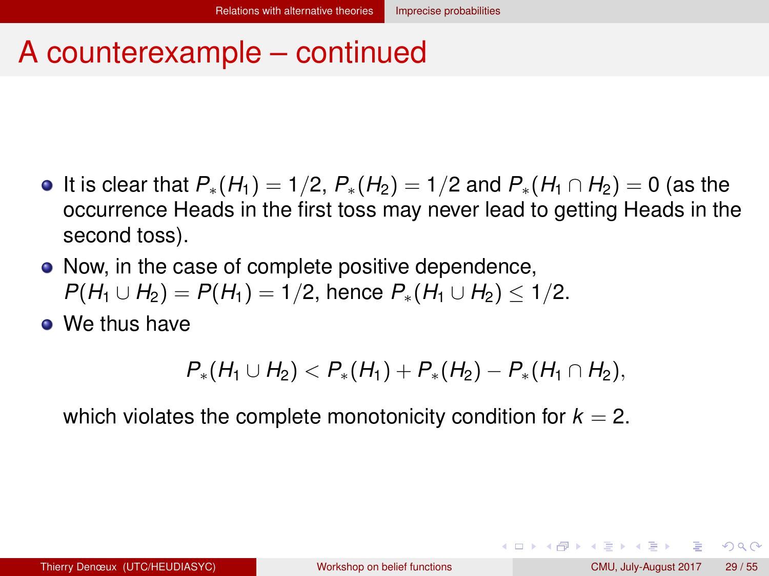# A counterexample – continued

- It is clear that $P_*(H_1) = 1/2$, $P_*(H_2) = 1/2$ and $P_*(H_1 \cap H_2) = 0$ (as the occurrence Heads in the first toss may never lead to getting Heads in the second toss).
- Now, in the case of complete positive dependence, $P(H_1 \cup H_2) = P(H_1) = 1/2$, hence $P_*(H_1 \cup H_2) \leq 1/2$.
- We thus have

$$P_*(H_1 \cup H_2) < P_*(H_1) + P_*(H_2) - P_*(H_1 \cap H_2),$$

which violates the complete monotonicity condition for $k = 2$.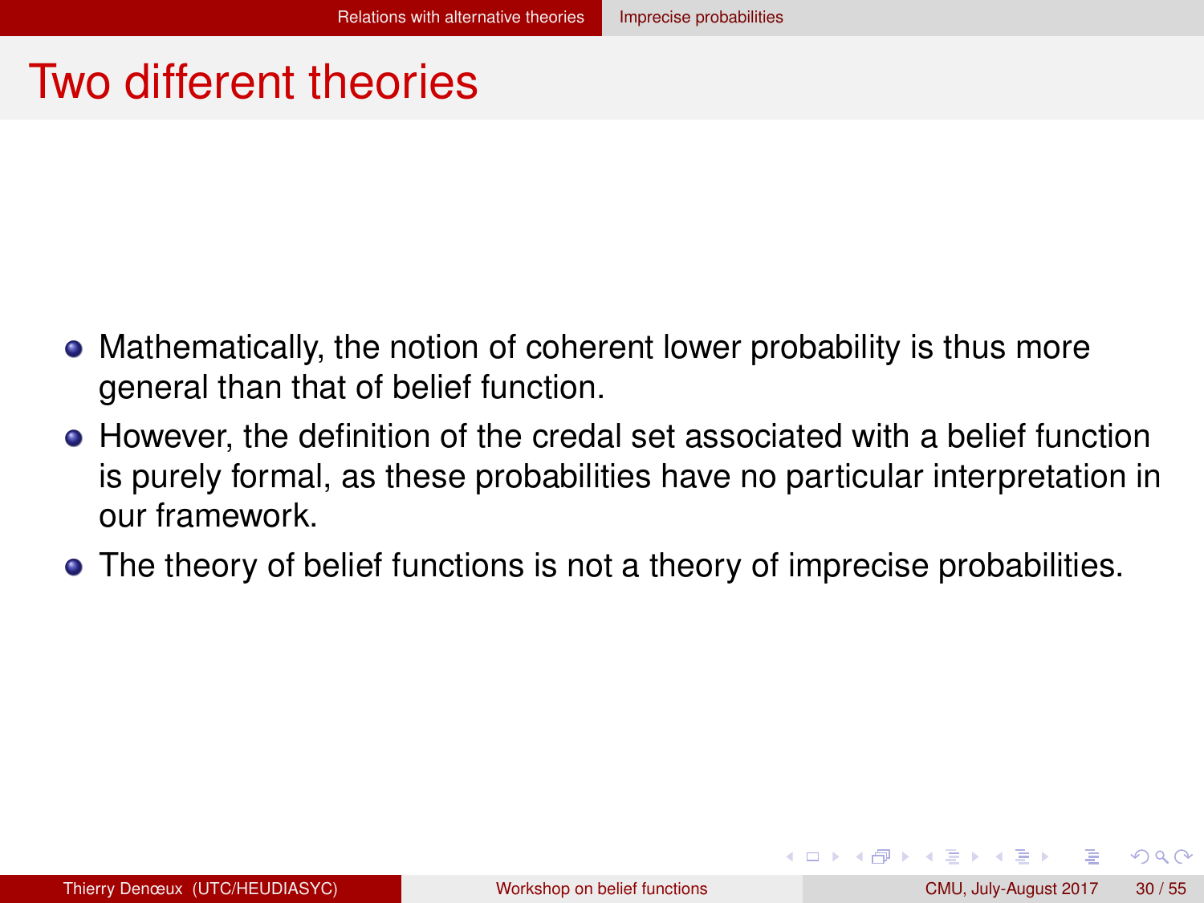# Two different theories

- Mathematically, the notion of coherent lower probability is thus more general than that of belief function.
- However, the definition of the credal set associated with a belief function is purely formal, as these probabilities have no particular interpretation in our framework.
- The theory of belief functions is not a theory of imprecise probabilities.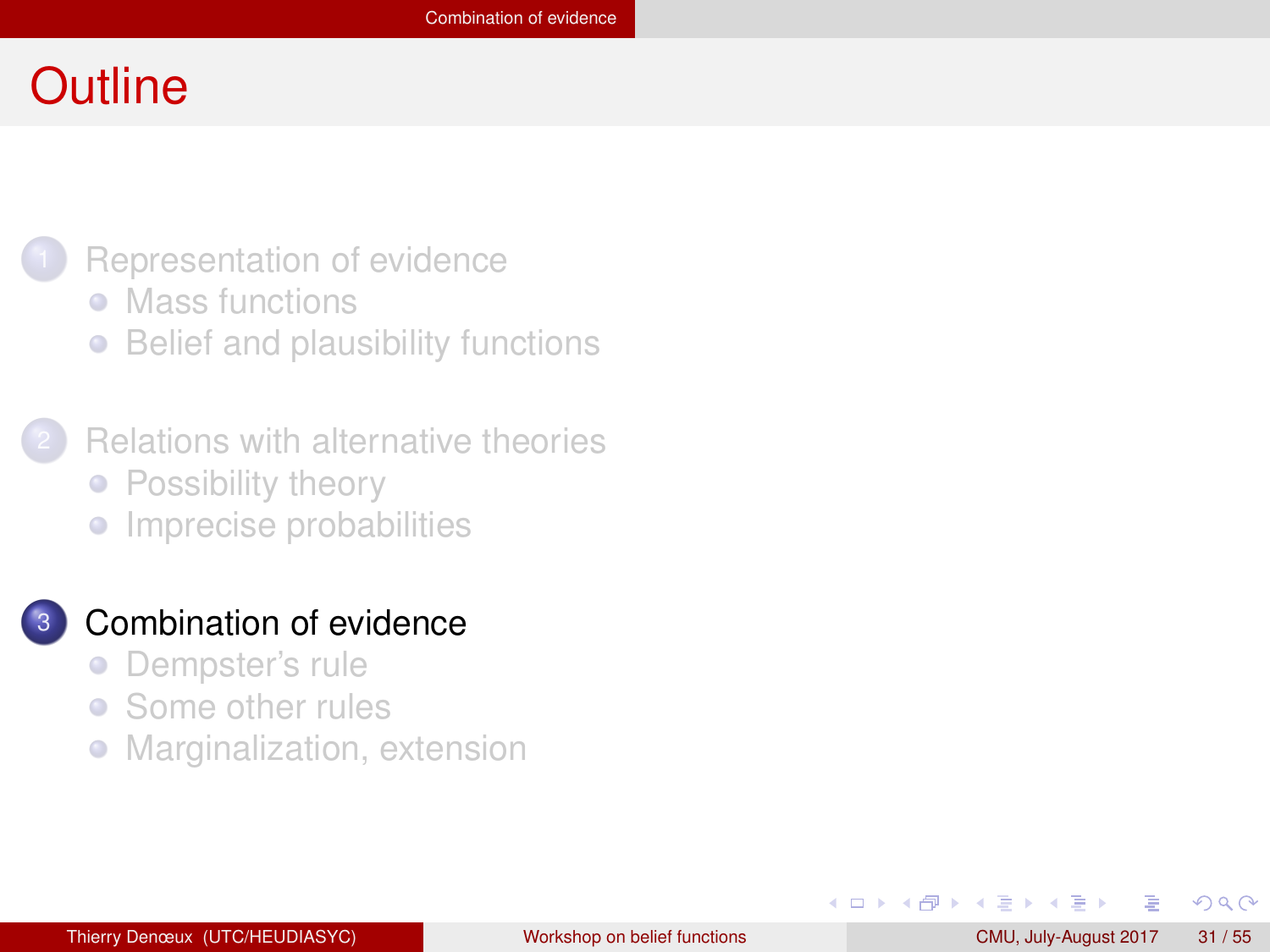# Outline

1. Representation of evidence
   - Mass functions
   - Belief and plausibility functions
2. Relations with alternative theories
   - Possibility theory
   - Imprecise probabilities
3. **Combination of evidence**
   - Dempster's rule
   - Some other rules
   - Marginalization, extension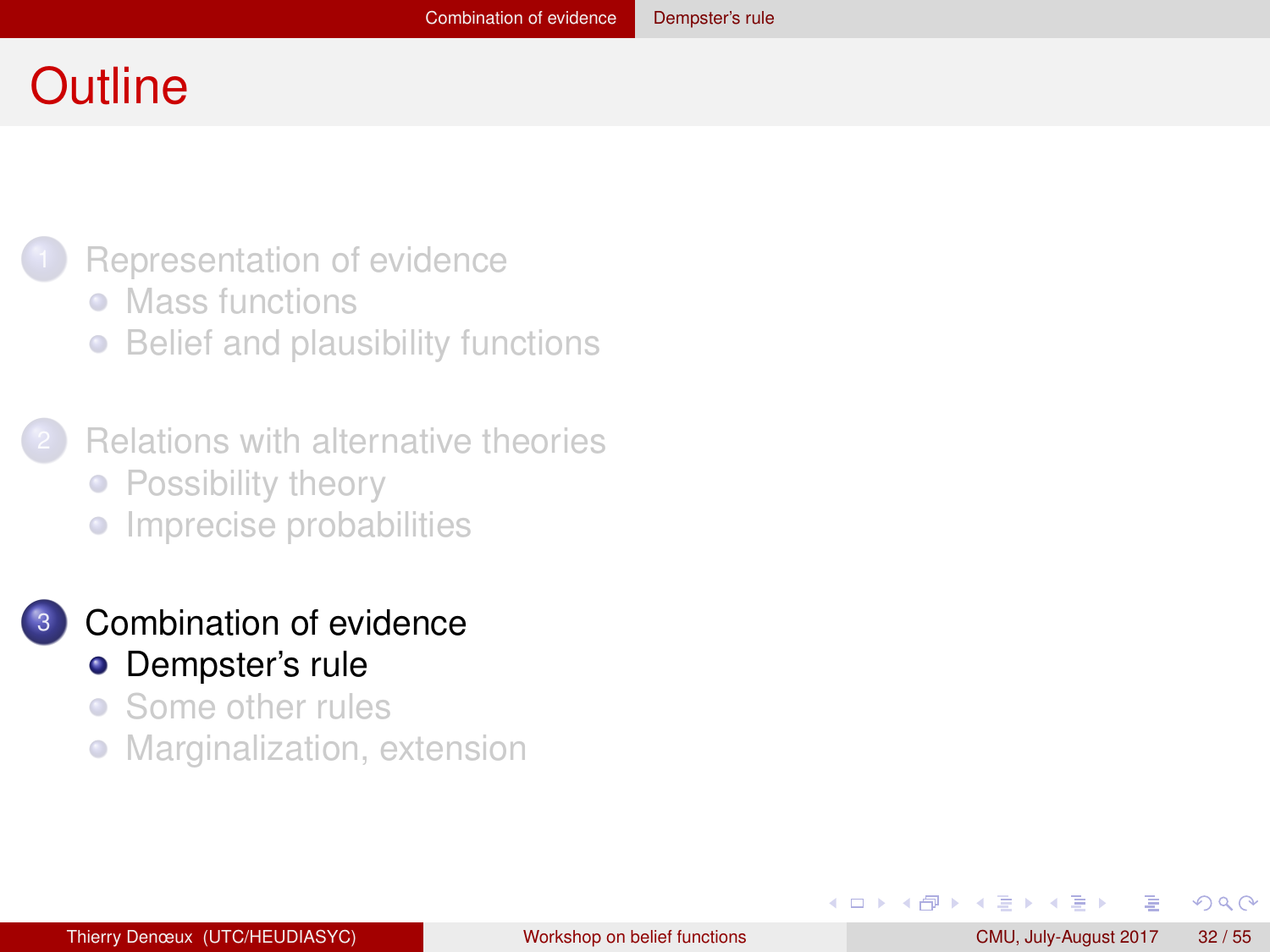# Outline

1. Representation of evidence
   - Mass functions
   - Belief and plausibility functions
2. Relations with alternative theories
   - Possibility theory
   - Imprecise probabilities
3. Combination of evidence
   - Dempster's rule
   - Some other rules
   - Marginalization, extension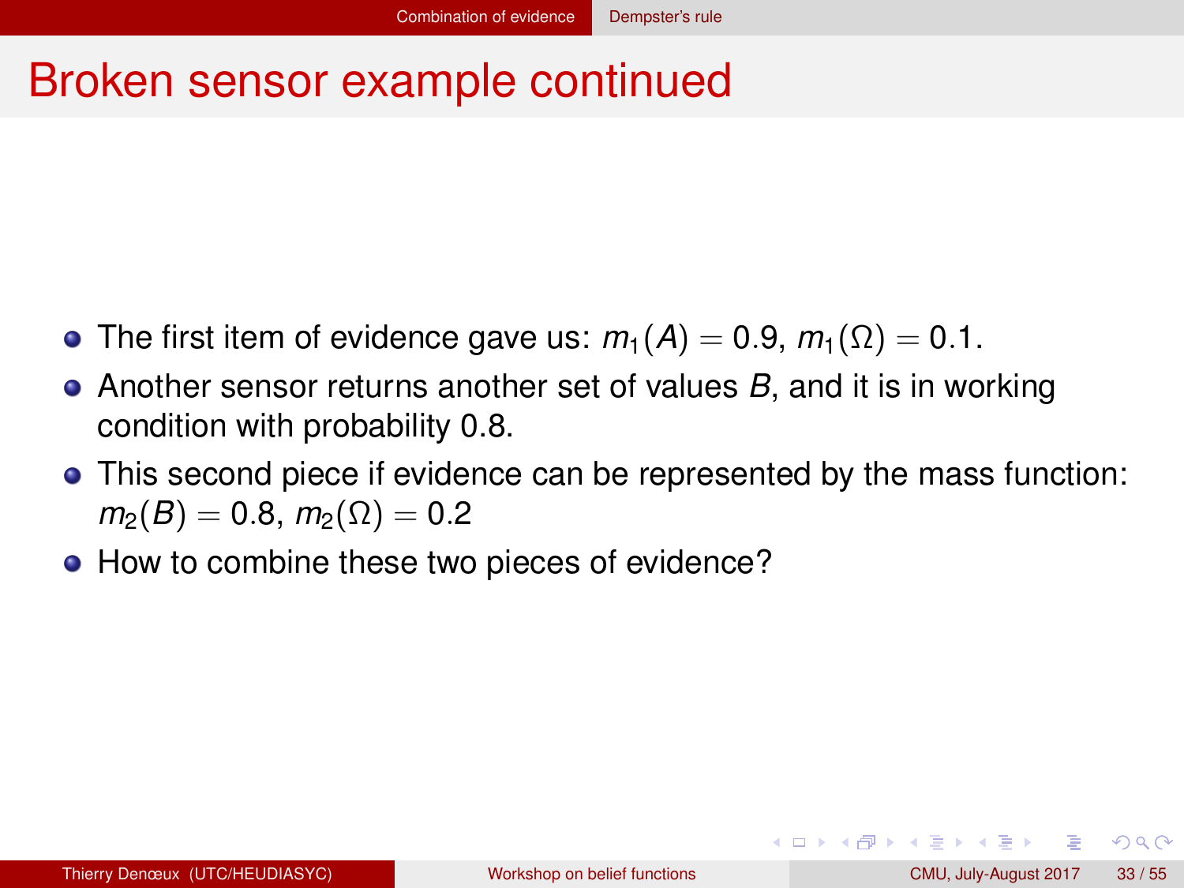# Broken sensor example continued

- The first item of evidence gave us: $m_1(A) = 0.9$, $m_1(\Omega) = 0.1$.
- Another sensor returns another set of values $B$, and it is in working condition with probability 0.8.
- This second piece if evidence can be represented by the mass function: $m_2(B) = 0.8$, $m_2(\Omega) = 0.2$
- How to combine these two pieces of evidence?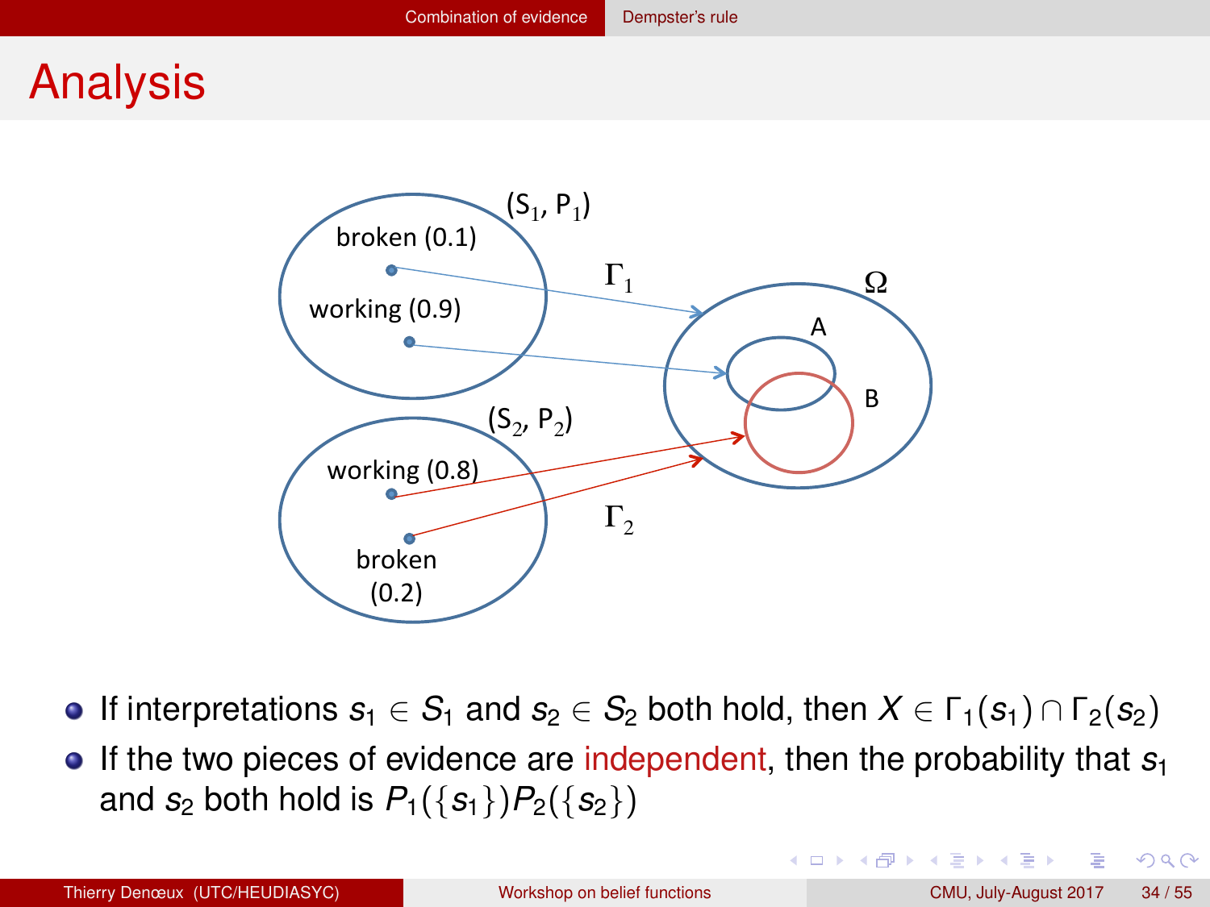# Analysis

- If interpretations $s_1 \in S_1$ and $s_2 \in S_2$ both hold, then $X \in \Gamma_1(s_1) \cap \Gamma_2(s_2)$
- If the two pieces of evidence are independent, then the probability that $s_1$ and $s_2$ both hold is $P_1(\{s_1\})P_2(\{s_2\})$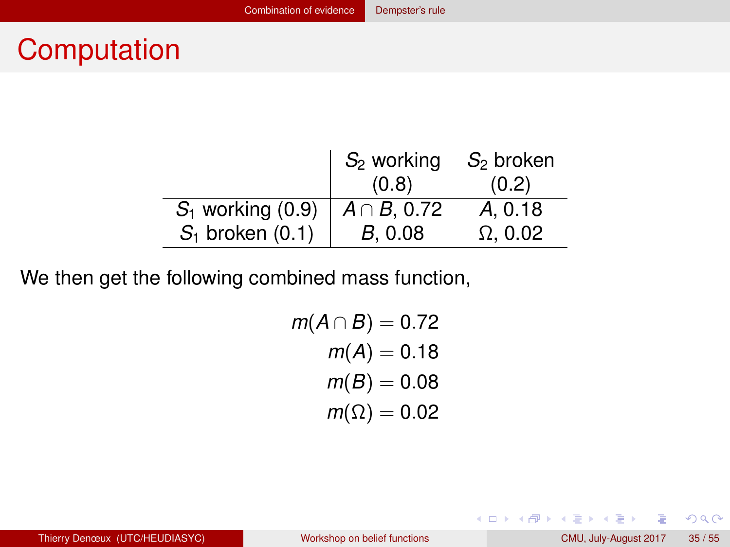# Computation

| | $S_2$ working (0.8) | $S_2$ broken (0.2) |
|---|---|---|
| $S_1$ working (0.9) | $A \cap B$, 0.72 | $A$, 0.18 |
| $S_1$ broken (0.1) | $B$, 0.08 | $\Omega$, 0.02 |

We then get the following combined mass function,

$$
\begin{aligned}
m(A \cap B) &= 0.72 \\
m(A) &= 0.18 \\
m(B) &= 0.08 \\
m(\Omega) &= 0.02
\end{aligned}
$$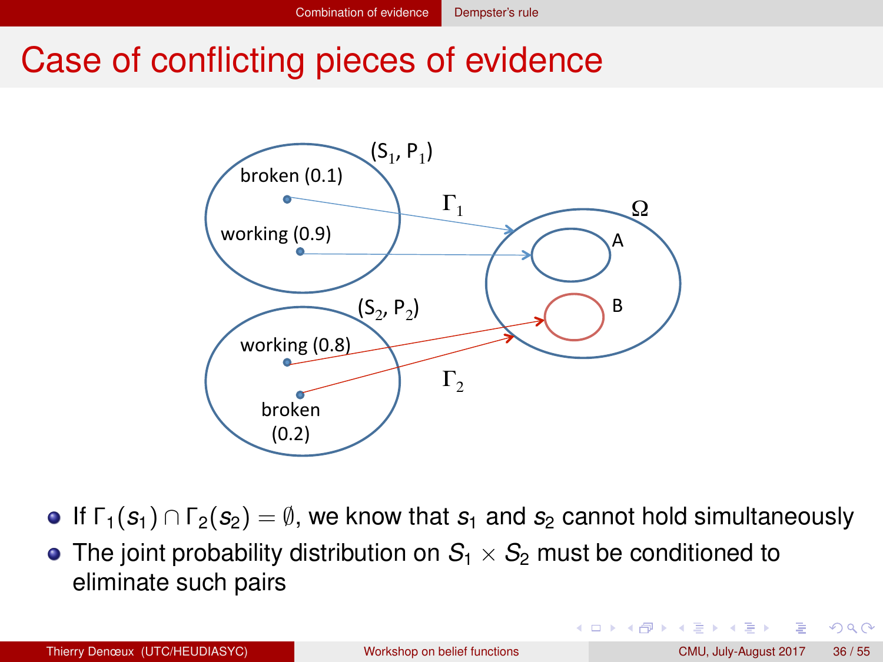# Case of conflicting pieces of evidence

- If $\Gamma_1(s_1) \cap \Gamma_2(s_2) = \emptyset$, we know that $s_1$ and $s_2$ cannot hold simultaneously
- The joint probability distribution on $S_1 \times S_2$ must be conditioned to eliminate such pairs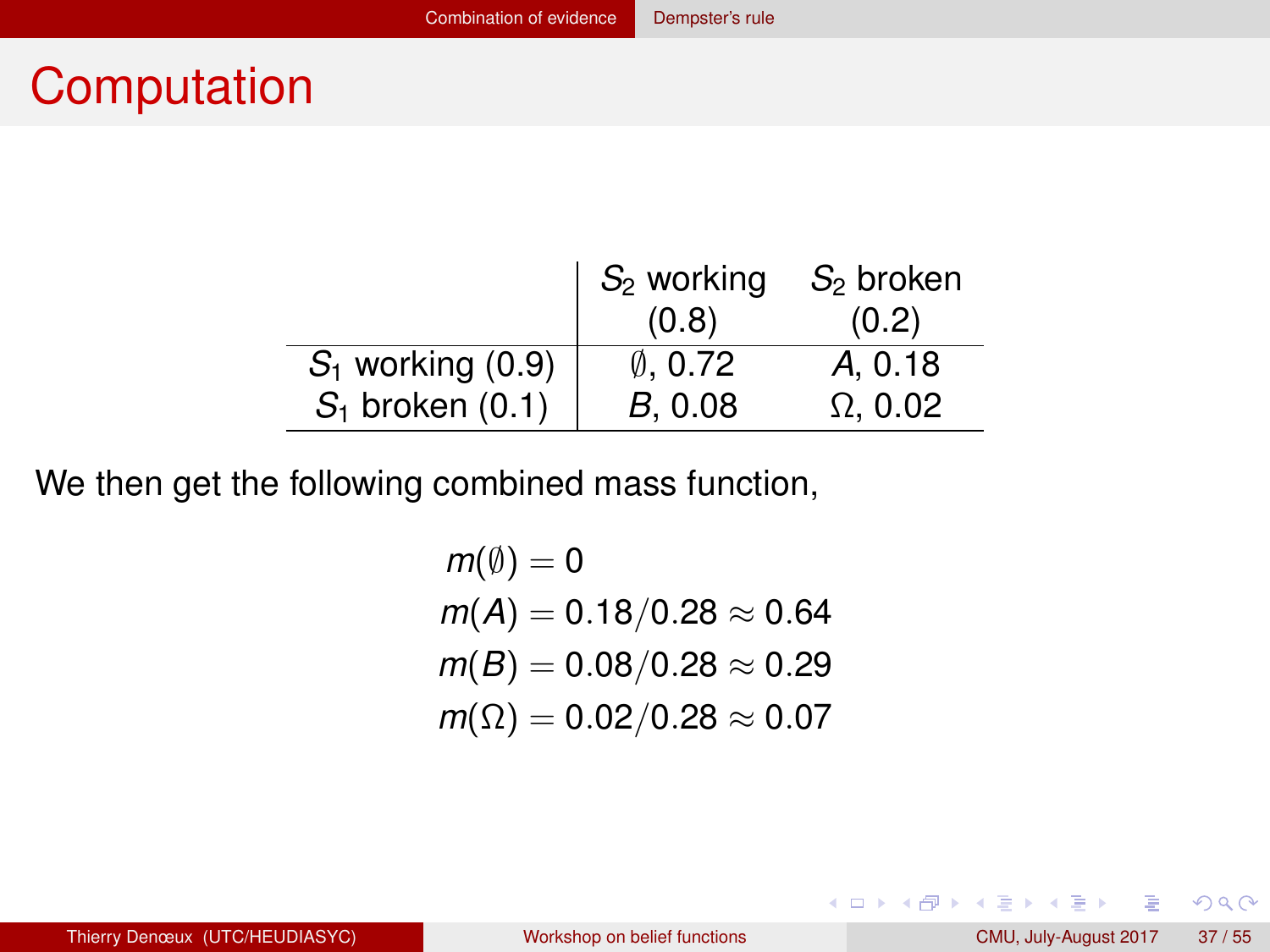# Computation

| | $S_2$ working (0.8) | $S_2$ broken (0.2) |
|---|---|---|
| $S_1$ working (0.9) | $\emptyset$, 0.72 | $A$, 0.18 |
| $S_1$ broken (0.1) | $B$, 0.08 | $\Omega$, 0.02 |

We then get the following combined mass function,

$$
\begin{aligned}
m(\emptyset) &= 0 \\
m(A) &= 0.18/0.28 \approx 0.64 \\
m(B) &= 0.08/0.28 \approx 0.29 \\
m(\Omega) &= 0.02/0.28 \approx 0.07
\end{aligned}
$$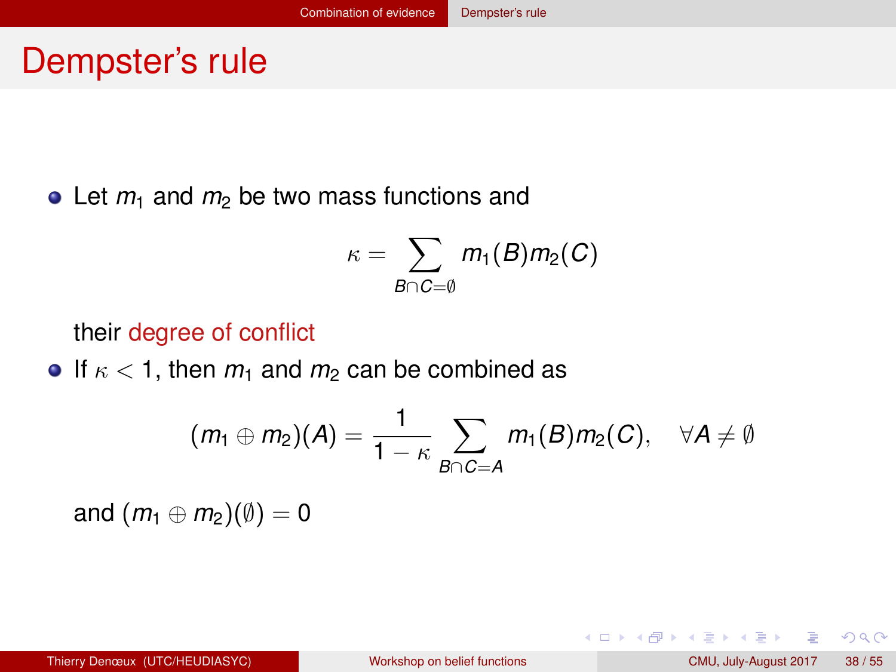# Dempster's rule

- Let $m_1$ and $m_2$ be two mass functions and

$$\kappa = \sum_{B \cap C = \emptyset} m_1(B) m_2(C)$$

  their degree of conflict

- If $\kappa < 1$, then $m_1$ and $m_2$ can be combined as

$$(m_1 \oplus m_2)(A) = \frac{1}{1-\kappa} \sum_{B \cap C = A} m_1(B) m_2(C), \quad \forall A \neq \emptyset$$

  and $(m_1 \oplus m_2)(\emptyset) = 0$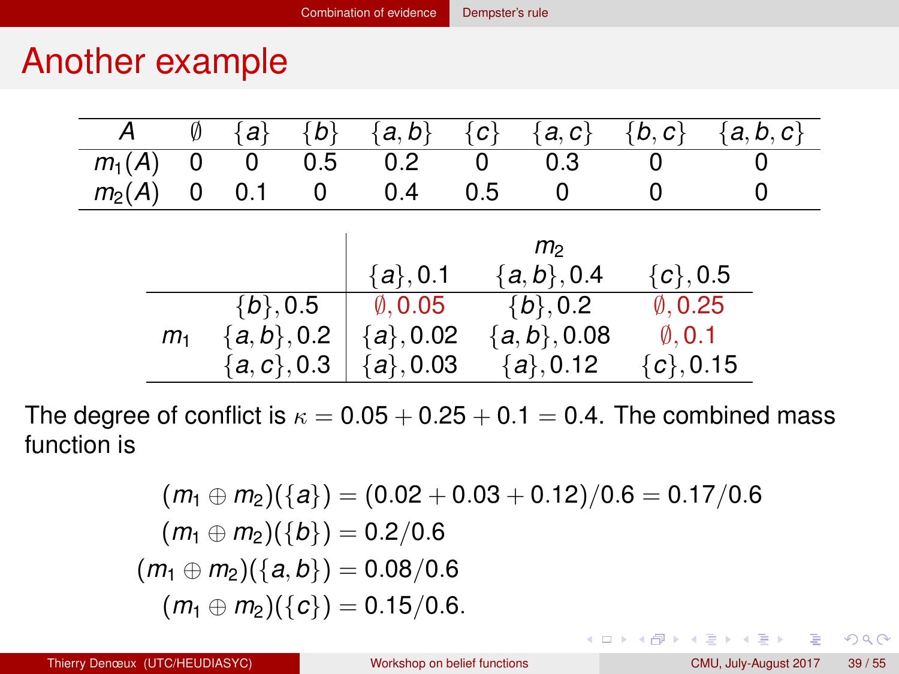# Another example

| $A$ | $\emptyset$ | $\{a\}$ | $\{b\}$ | $\{a,b\}$ | $\{c\}$ | $\{a,c\}$ | $\{b,c\}$ | $\{a,b,c\}$ |
|---|---|---|---|---|---|---|---|---|
| $m_1(A)$ | 0 | 0 | 0.5 | 0.2 | 0 | 0.3 | 0 | 0 |
| $m_2(A)$ | 0 | 0.1 | 0 | 0.4 | 0.5 | 0 | 0 | 0 |

| | | $m_2$ | | |
|---|---|---|---|---|
| | | $\{a\}, 0.1$ | $\{a,b\}, 0.4$ | $\{c\}, 0.5$ |
| $m_1$ | $\{b\}, 0.5$ | $\emptyset, 0.05$ | $\{b\}, 0.2$ | $\emptyset, 0.25$ |
| | $\{a,b\}, 0.2$ | $\{a\}, 0.02$ | $\{a,b\}, 0.08$ | $\emptyset, 0.1$ |
| | $\{a,c\}, 0.3$ | $\{a\}, 0.03$ | $\{a\}, 0.12$ | $\{c\}, 0.15$ |

The degree of conflict is $\kappa = 0.05 + 0.25 + 0.1 = 0.4$. The combined mass function is

$$
\begin{aligned}
(m_1 \oplus m_2)(\{a\}) &= (0.02 + 0.03 + 0.12)/0.6 = 0.17/0.6 \\
(m_1 \oplus m_2)(\{b\}) &= 0.2/0.6 \\
(m_1 \oplus m_2)(\{a,b\}) &= 0.08/0.6 \\
(m_1 \oplus m_2)(\{c\}) &= 0.15/0.6.
\end{aligned}
$$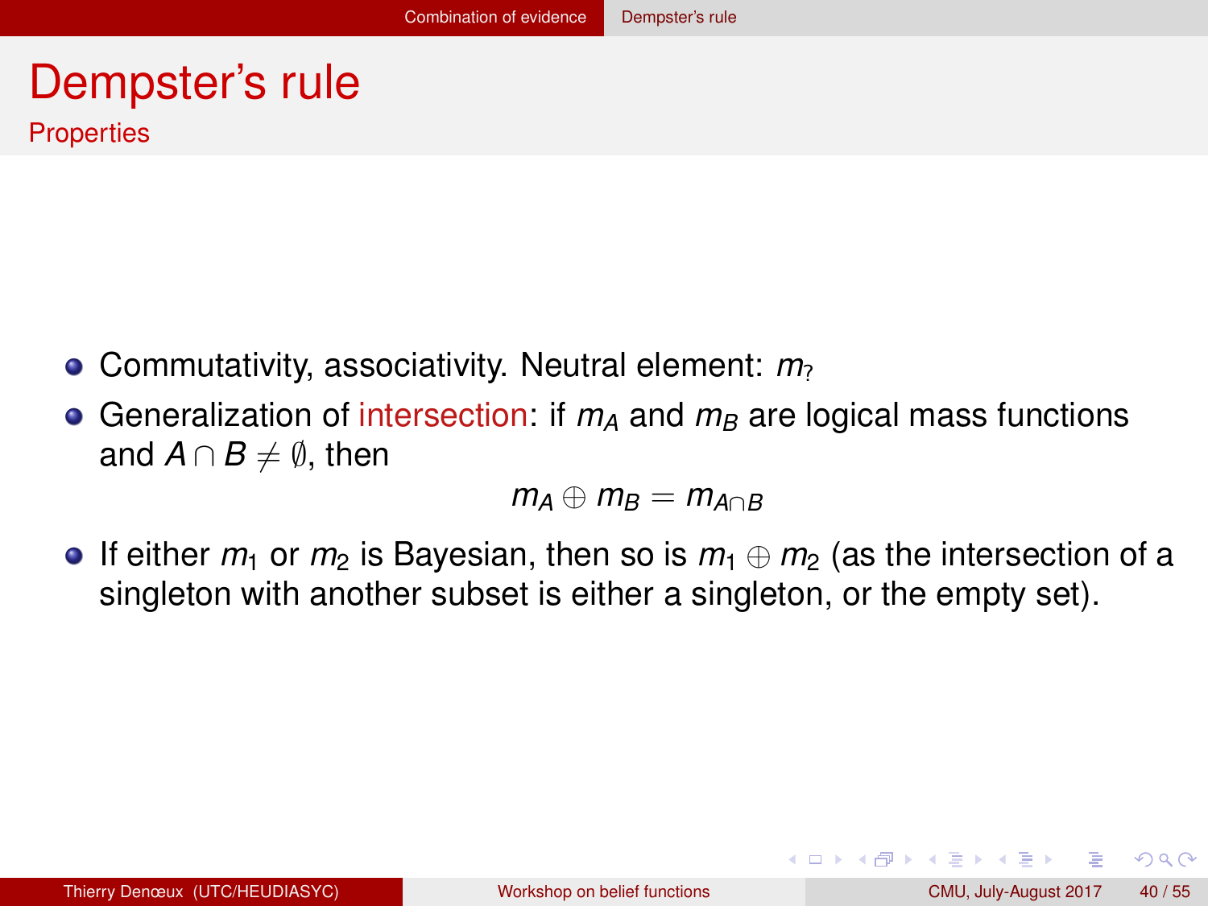# Dempster's rule

## Properties

- Commutativity, associativity. Neutral element: $m_?$
- Generalization of intersection: if $m_A$ and $m_B$ are logical mass functions and $A \cap B \neq \emptyset$, then

$$m_A \oplus m_B = m_{A \cap B}$$

- If either $m_1$ or $m_2$ is Bayesian, then so is $m_1 \oplus m_2$ (as the intersection of a singleton with another subset is either a singleton, or the empty set).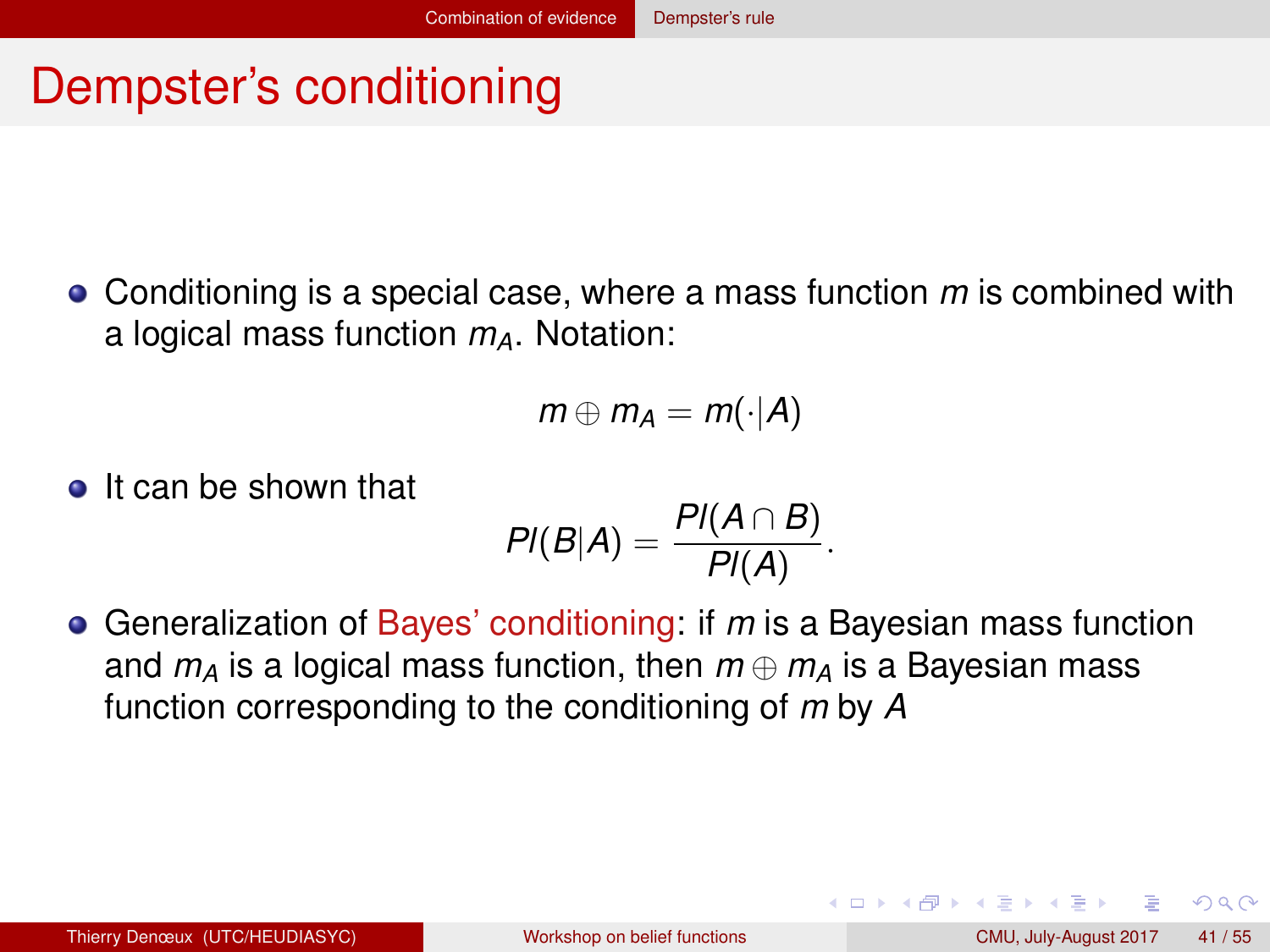# Dempster's conditioning

- Conditioning is a special case, where a mass function $m$ is combined with a logical mass function $m_A$. Notation:

$$m \oplus m_A = m(\cdot|A)$$

- It can be shown that

$$Pl(B|A) = \frac{Pl(A \cap B)}{Pl(A)}.$$

- Generalization of Bayes' conditioning: if $m$ is a Bayesian mass function and $m_A$ is a logical mass function, then $m \oplus m_A$ is a Bayesian mass function corresponding to the conditioning of $m$ by $A$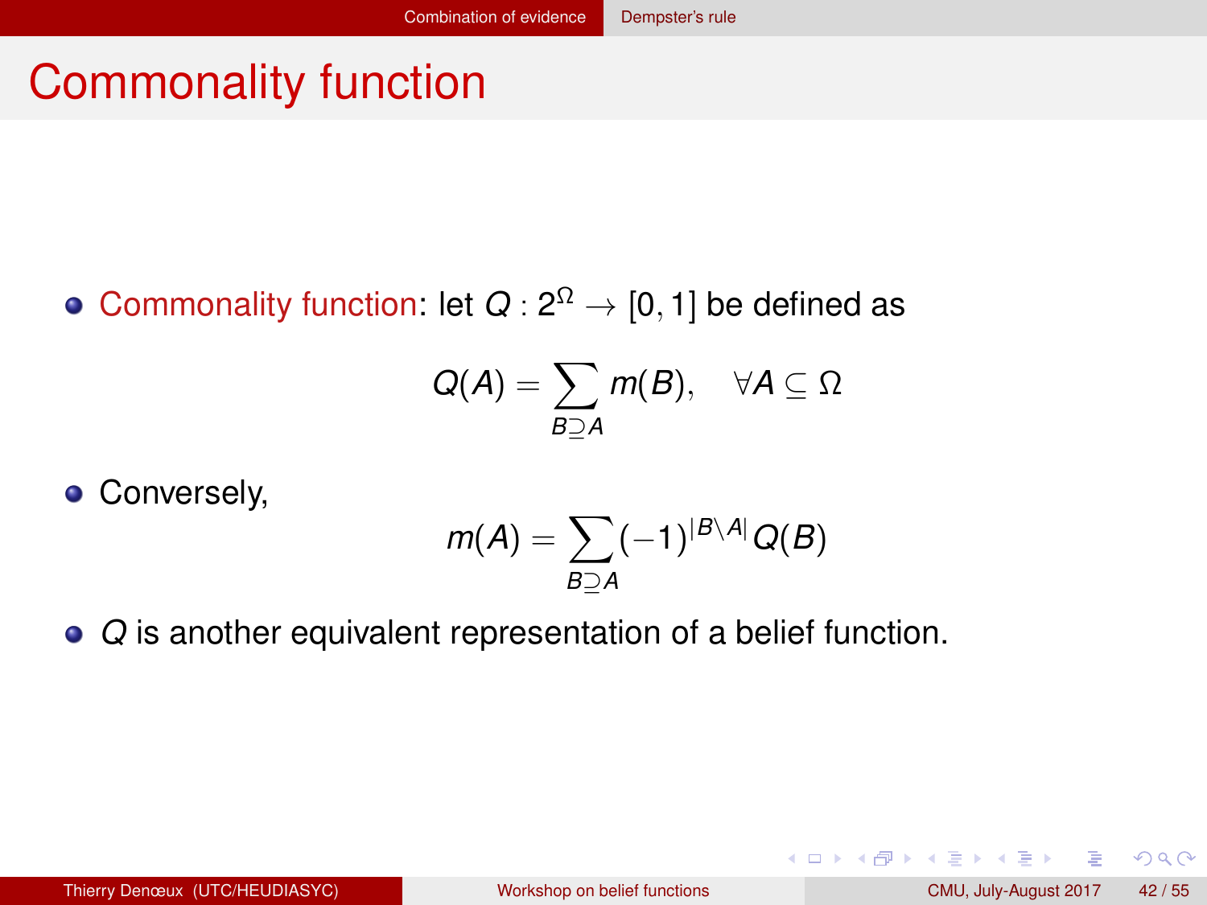# Commonality function

- Commonality function: let $Q : 2^{\Omega} \to [0, 1]$ be defined as

$$Q(A) = \sum_{B \supseteq A} m(B), \quad \forall A \subseteq \Omega$$

- Conversely,

$$m(A) = \sum_{B \supseteq A} (-1)^{|B \setminus A|} Q(B)$$

- $Q$ is another equivalent representation of a belief function.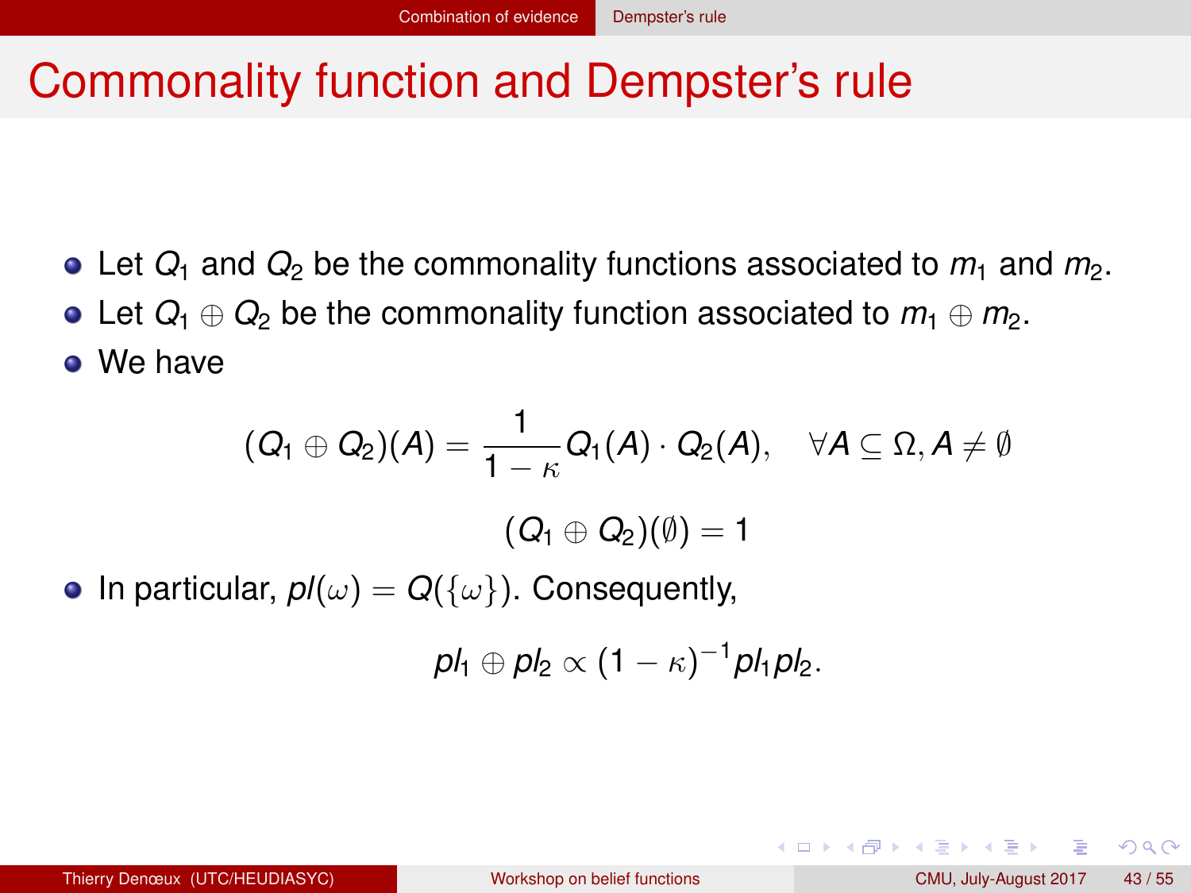# Commonality function and Dempster's rule

- Let $Q_1$ and $Q_2$ be the commonality functions associated to $m_1$ and $m_2$.
- Let $Q_1 \oplus Q_2$ be the commonality function associated to $m_1 \oplus m_2$.
- We have

$$(Q_1 \oplus Q_2)(A) = \frac{1}{1-\kappa} Q_1(A) \cdot Q_2(A), \quad \forall A \subseteq \Omega, A \neq \emptyset$$

$$(Q_1 \oplus Q_2)(\emptyset) = 1$$

- In particular, $pl(\omega) = Q(\{\omega\})$. Consequently,

$$pl_1 \oplus pl_2 \propto (1-\kappa)^{-1} pl_1 pl_2.$$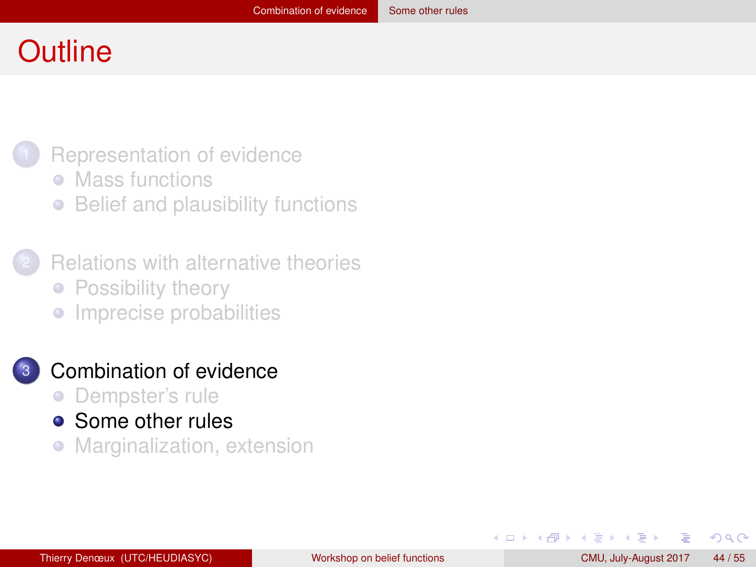# Outline

1. Representation of evidence
   - Mass functions
   - Belief and plausibility functions
2. Relations with alternative theories
   - Possibility theory
   - Imprecise probabilities
3. Combination of evidence
   - Dempster's rule
   - Some other rules
   - Marginalization, extension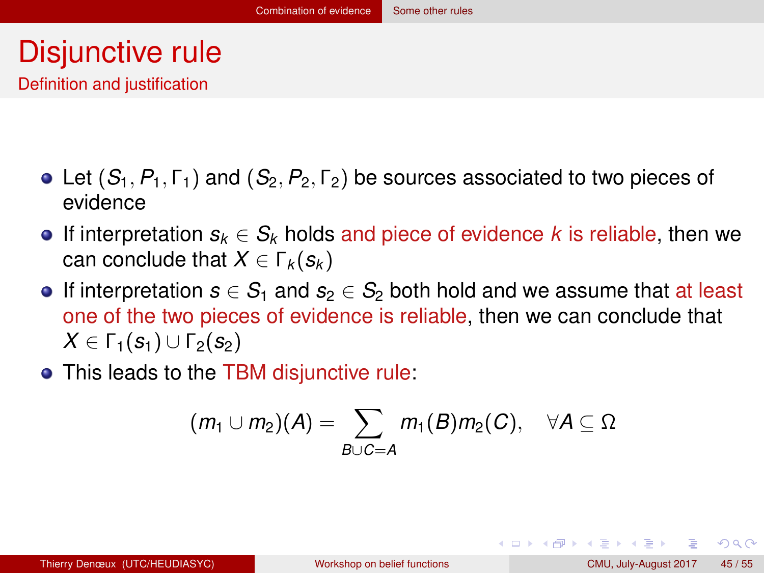# Disjunctive rule

## Definition and justification

- Let $(S_1, P_1, \Gamma_1)$ and $(S_2, P_2, \Gamma_2)$ be sources associated to two pieces of evidence
- If interpretation $s_k \in S_k$ holds and piece of evidence $k$ is reliable, then we can conclude that $X \in \Gamma_k(s_k)$
- If interpretation $s \in S_1$ and $s_2 \in S_2$ both hold and we assume that at least one of the two pieces of evidence is reliable, then we can conclude that $X \in \Gamma_1(s_1) \cup \Gamma_2(s_2)$
- This leads to the TBM disjunctive rule:

$$(m_1 \cup m_2)(A) = \sum_{B \cup C = A} m_1(B) m_2(C), \quad \forall A \subseteq \Omega$$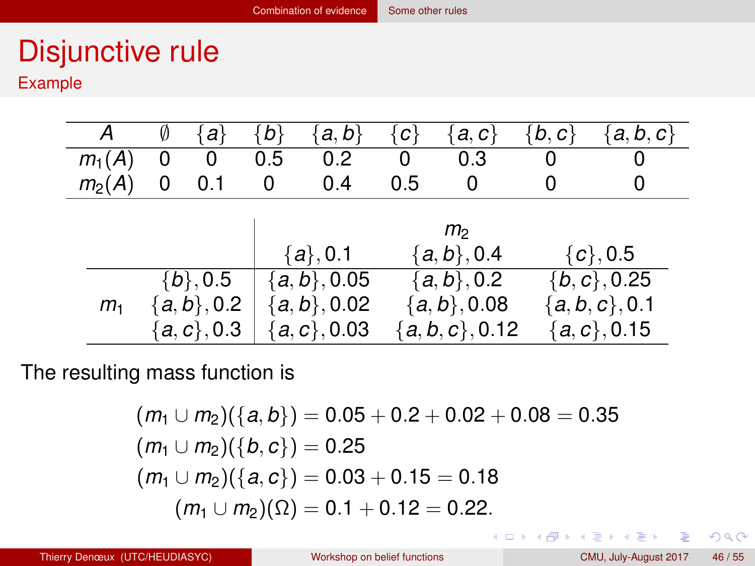# Disjunctive rule

## Example

| $A$ | $\emptyset$ | $\{a\}$ | $\{b\}$ | $\{a,b\}$ | $\{c\}$ | $\{a,c\}$ | $\{b,c\}$ | $\{a,b,c\}$ |
|---|---|---|---|---|---|---|---|---|
| $m_1(A)$ | 0 | 0 | 0.5 | 0.2 | 0 | 0.3 | 0 | 0 |
| $m_2(A)$ | 0 | 0.1 | 0 | 0.4 | 0.5 | 0 | 0 | 0 |

| | | $m_2$ | | |
|---|---|---|---|---|
| | | $\{a\}, 0.1$ | $\{a,b\}, 0.4$ | $\{c\}, 0.5$ |
| $m_1$ | $\{b\}, 0.5$ | $\{a,b\}, 0.05$ | $\{a,b\}, 0.2$ | $\{b,c\}, 0.25$ |
| | $\{a,b\}, 0.2$ | $\{a,b\}, 0.02$ | $\{a,b\}, 0.08$ | $\{a,b,c\}, 0.1$ |
| | $\{a,c\}, 0.3$ | $\{a,c\}, 0.03$ | $\{a,b,c\}, 0.12$ | $\{a,c\}, 0.15$ |

The resulting mass function is

$$
\begin{aligned}
(m_1 \cup m_2)(\{a,b\}) &= 0.05 + 0.2 + 0.02 + 0.08 = 0.35 \\
(m_1 \cup m_2)(\{b,c\}) &= 0.25 \\
(m_1 \cup m_2)(\{a,c\}) &= 0.03 + 0.15 = 0.18 \\
(m_1 \cup m_2)(\Omega) &= 0.1 + 0.12 = 0.22.
\end{aligned}
$$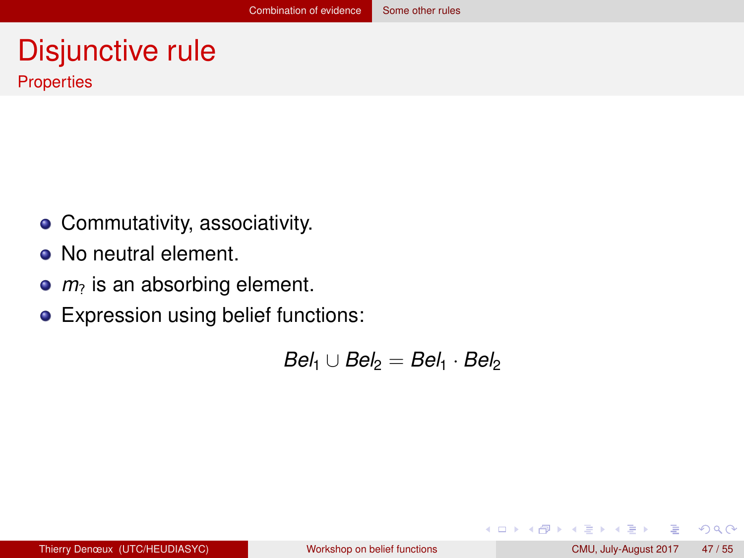# Disjunctive rule

## Properties

- Commutativity, associativity.
- No neutral element.
- $m_?$ is an absorbing element.
- Expression using belief functions:

$$Bel_1 \cup Bel_2 = Bel_1 \cdot Bel_2$$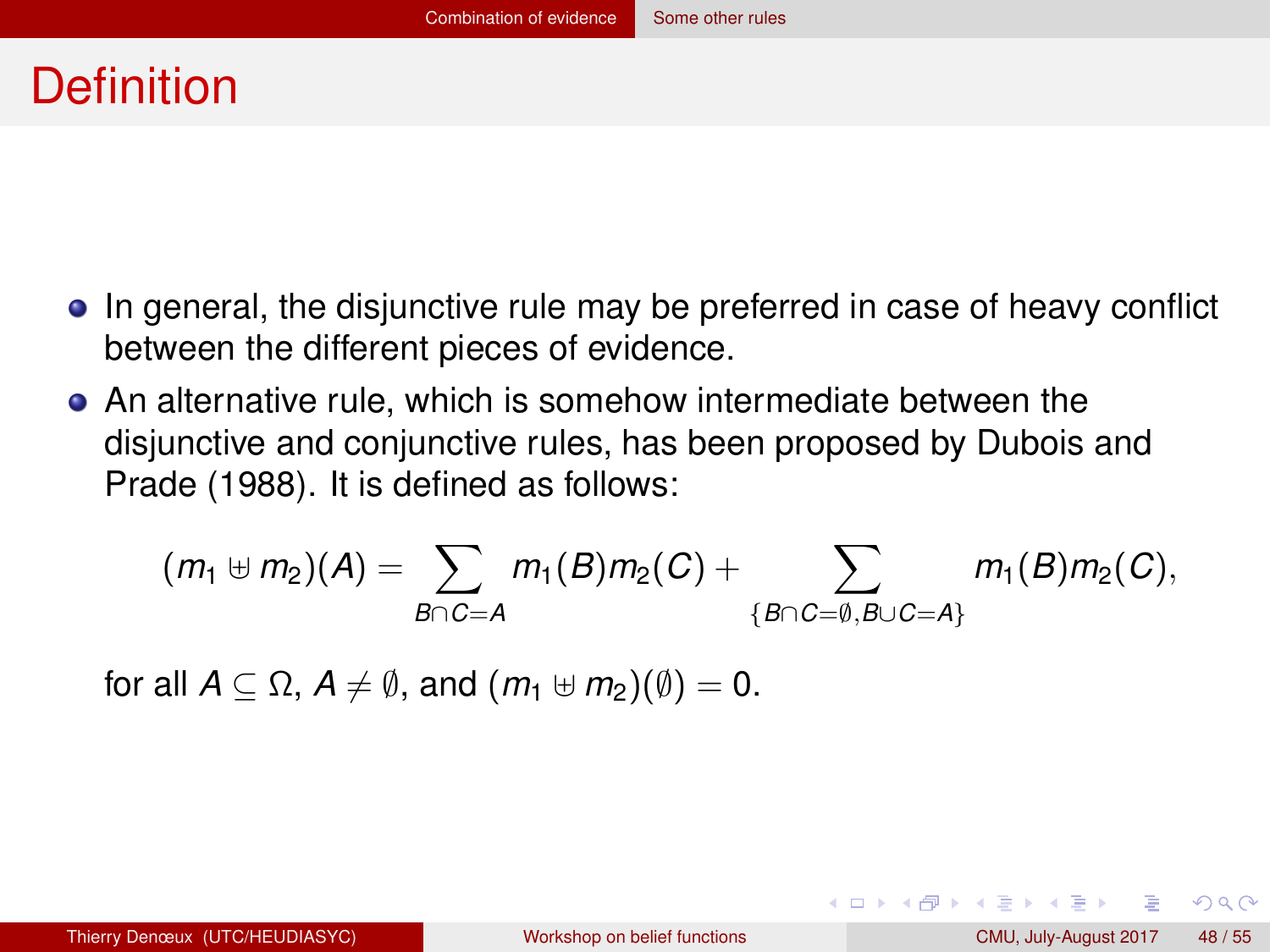# Definition

- In general, the disjunctive rule may be preferred in case of heavy conflict between the different pieces of evidence.
- An alternative rule, which is somehow intermediate between the disjunctive and conjunctive rules, has been proposed by Dubois and Prade (1988). It is defined as follows:

$$(m_1 \uplus m_2)(A) = \sum_{B \cap C = A} m_1(B) m_2(C) + \sum_{\{B \cap C = \emptyset, B \cup C = A\}} m_1(B) m_2(C),$$

  for all $A \subseteq \Omega$, $A \neq \emptyset$, and $(m_1 \uplus m_2)(\emptyset) = 0$.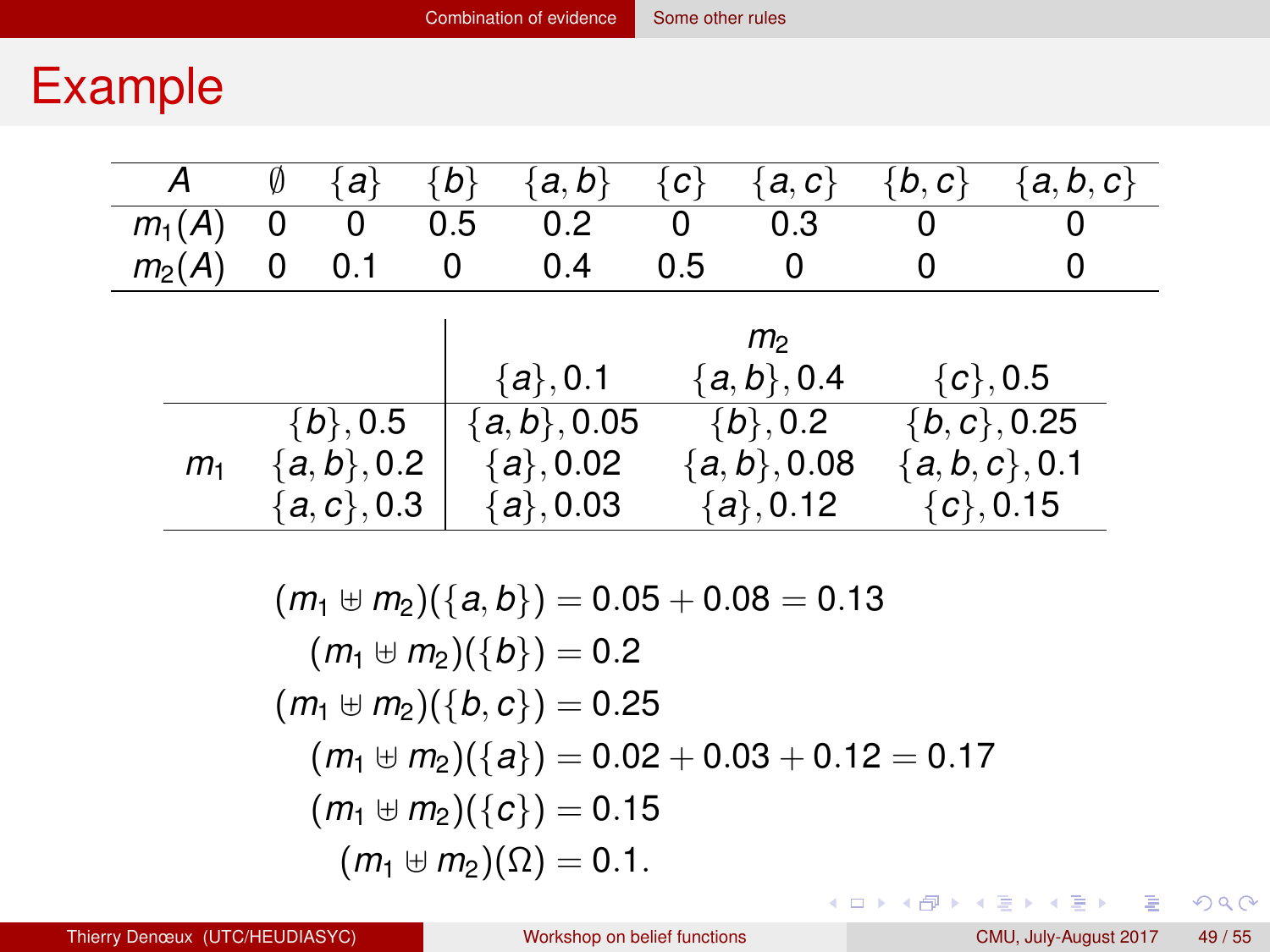# Example

| $A$ | $\emptyset$ | $\{a\}$ | $\{b\}$ | $\{a,b\}$ | $\{c\}$ | $\{a,c\}$ | $\{b,c\}$ | $\{a,b,c\}$ |
|---|---|---|---|---|---|---|---|---|
| $m_1(A)$ | 0 | 0 | 0.5 | 0.2 | 0 | 0.3 | 0 | 0 |
| $m_2(A)$ | 0 | 0.1 | 0 | 0.4 | 0.5 | 0 | 0 | 0 |

| | | $m_2$ | | |
|---|---|---|---|---|
| | | $\{a\}, 0.1$ | $\{a,b\}, 0.4$ | $\{c\}, 0.5$ |
| $m_1$ | $\{b\}, 0.5$ | $\{a,b\}, 0.05$ | $\{b\}, 0.2$ | $\{b,c\}, 0.25$ |
| | $\{a,b\}, 0.2$ | $\{a\}, 0.02$ | $\{a,b\}, 0.08$ | $\{a,b,c\}, 0.1$ |
| | $\{a,c\}, 0.3$ | $\{a\}, 0.03$ | $\{a\}, 0.12$ | $\{c\}, 0.15$ |

$$(m_1 \uplus m_2)(\{a,b\}) = 0.05 + 0.08 = 0.13$$

$$(m_1 \uplus m_2)(\{b\}) = 0.2$$

$$(m_1 \uplus m_2)(\{b,c\}) = 0.25$$

$$(m_1 \uplus m_2)(\{a\}) = 0.02 + 0.03 + 0.12 = 0.17$$

$$(m_1 \uplus m_2)(\{c\}) = 0.15$$

$$(m_1 \uplus m_2)(\Omega) = 0.1.$$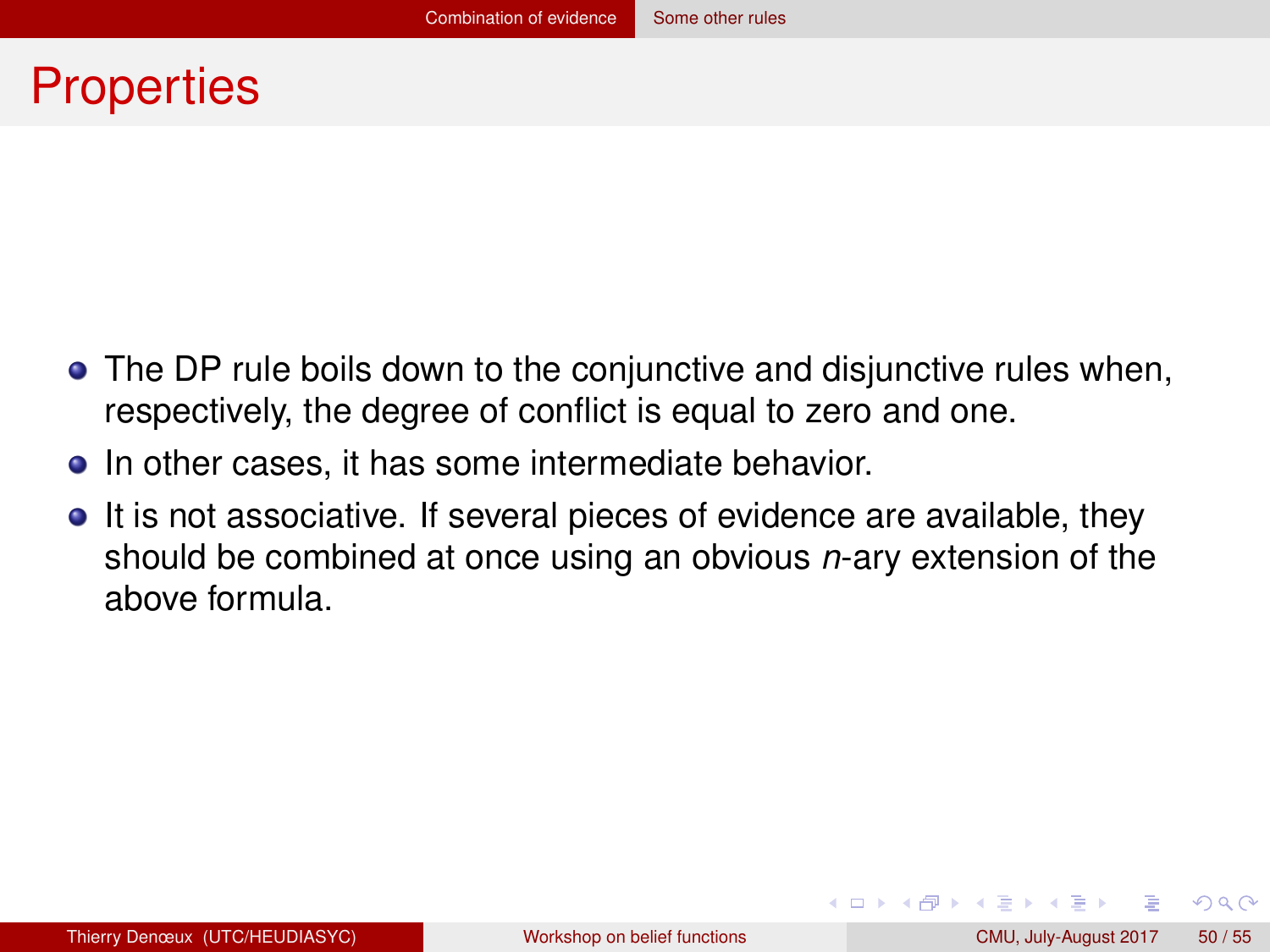# Properties

- The DP rule boils down to the conjunctive and disjunctive rules when, respectively, the degree of conflict is equal to zero and one.
- In other cases, it has some intermediate behavior.
- It is not associative. If several pieces of evidence are available, they should be combined at once using an obvious $n$-ary extension of the above formula.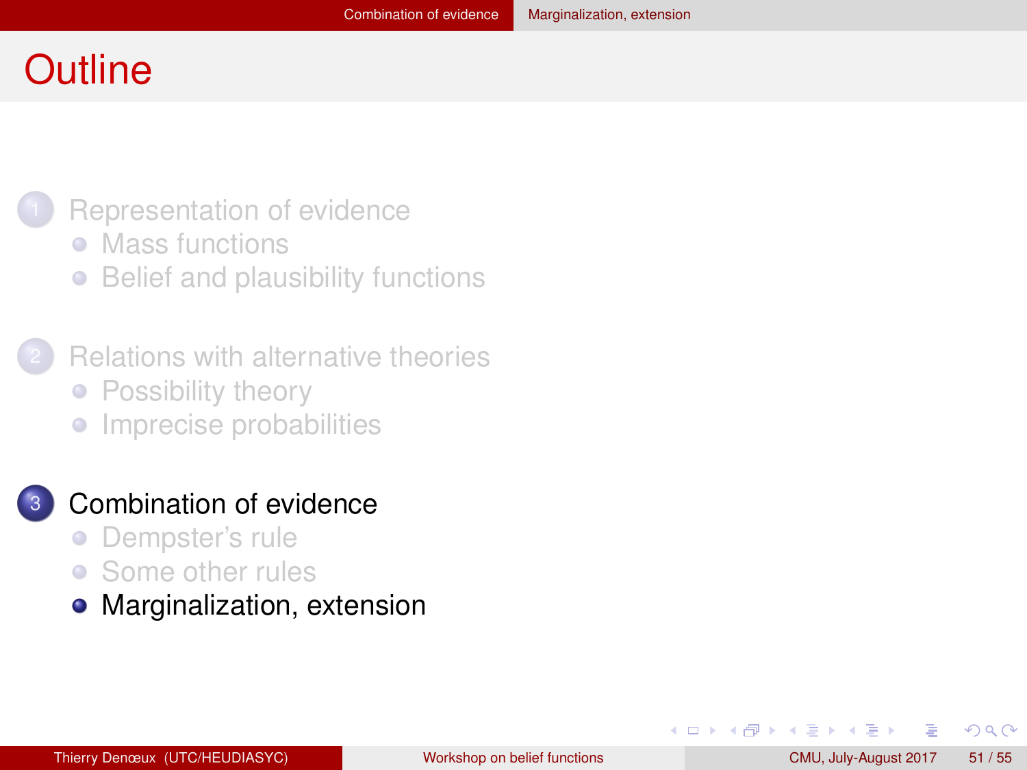# Outline

1. Representation of evidence
   - Mass functions
   - Belief and plausibility functions

2. Relations with alternative theories
   - Possibility theory
   - Imprecise probabilities

3. Combination of evidence
   - Dempster's rule
   - Some other rules
   - Marginalization, extension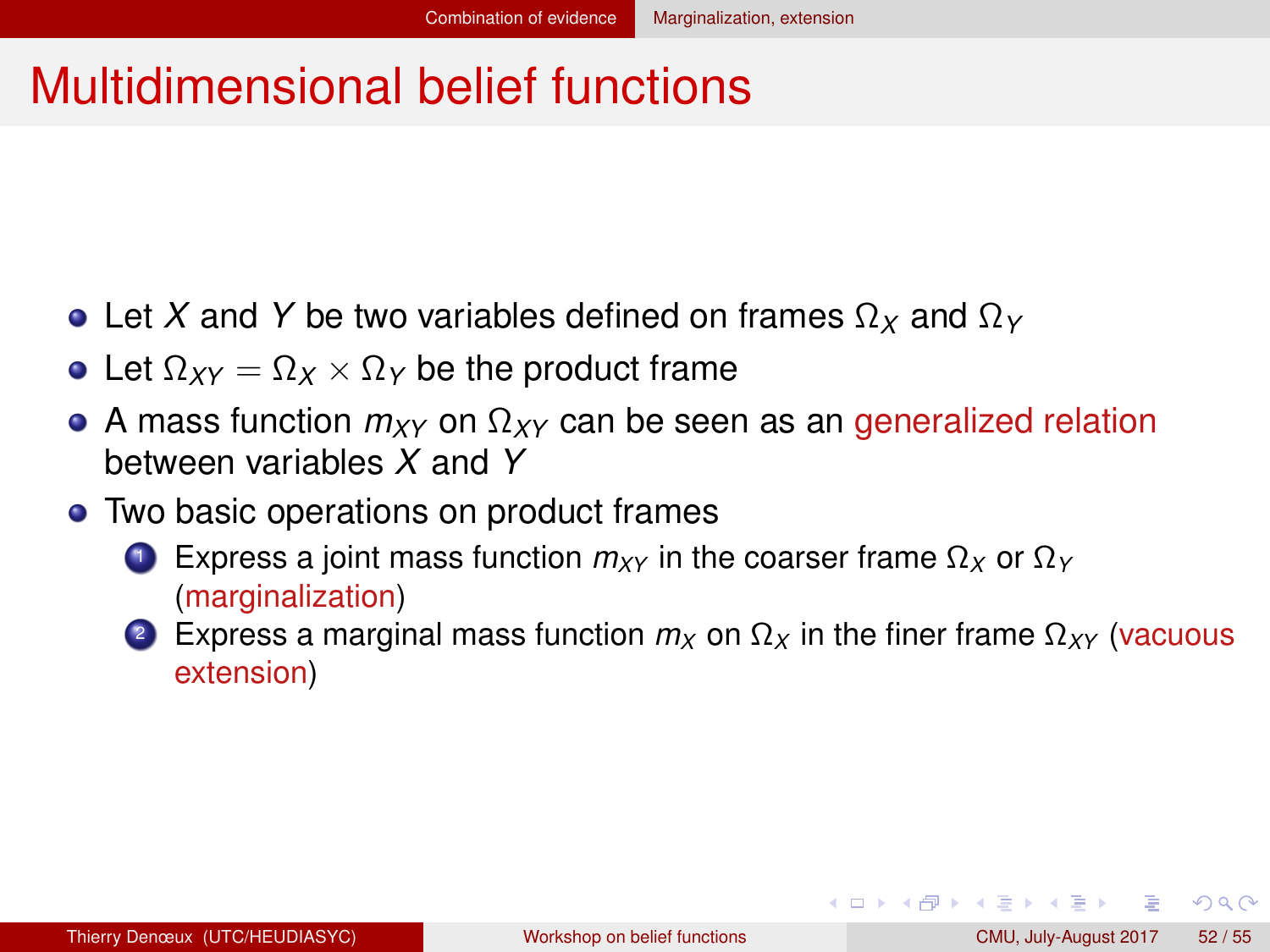# Multidimensional belief functions

- Let $X$ and $Y$ be two variables defined on frames $\Omega_X$ and $\Omega_Y$
- Let $\Omega_{XY} = \Omega_X \times \Omega_Y$ be the product frame
- A mass function $m_{XY}$ on $\Omega_{XY}$ can be seen as an generalized relation between variables $X$ and $Y$
- Two basic operations on product frames
  1. Express a joint mass function $m_{XY}$ in the coarser frame $\Omega_X$ or $\Omega_Y$ (marginalization)
  2. Express a marginal mass function $m_X$ on $\Omega_X$ in the finer frame $\Omega_{XY}$ (vacuous extension)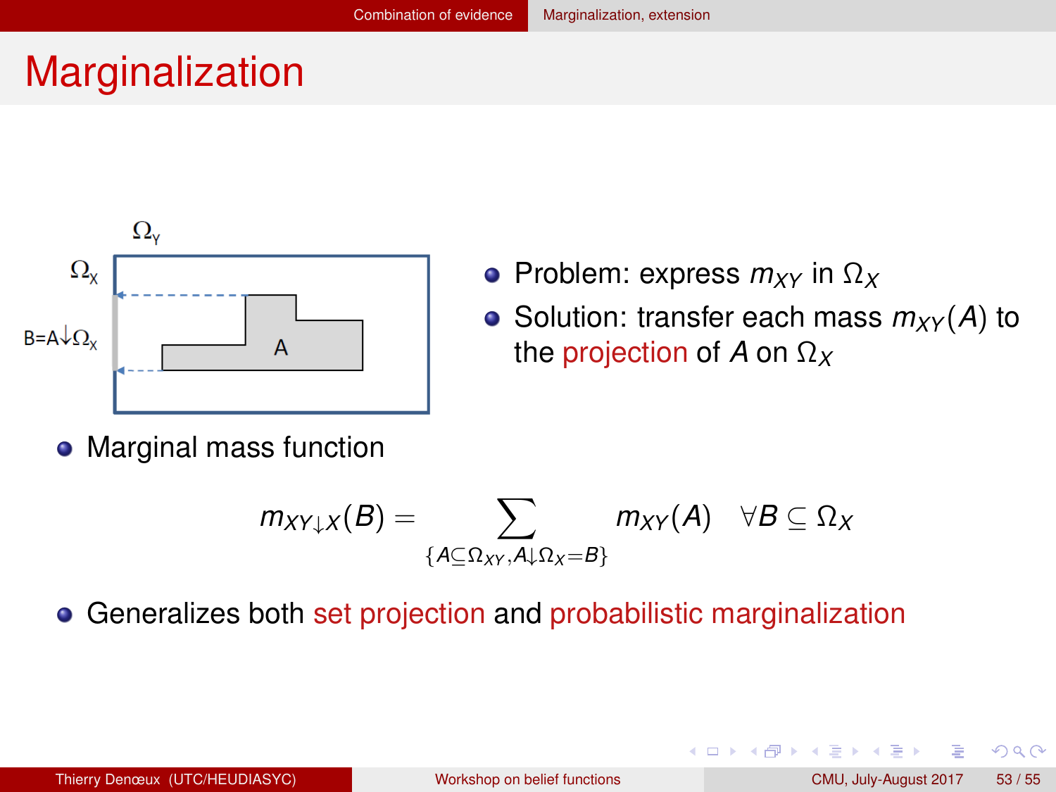# Marginalization

- Problem: express $m_{XY}$ in $\Omega_X$
- Solution: transfer each mass $m_{XY}(A)$ to the projection of $A$ on $\Omega_X$

- Marginal mass function

$$m_{XY\downarrow X}(B) = \sum_{\{A \subseteq \Omega_{XY}, A\downarrow\Omega_X = B\}} m_{XY}(A) \quad \forall B \subseteq \Omega_X$$

- Generalizes both set projection and probabilistic marginalization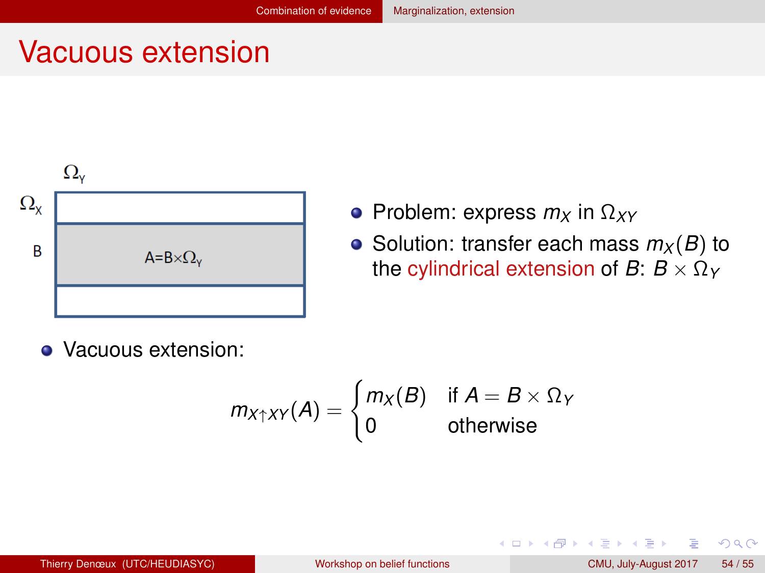# Vacuous extension

$\Omega_Y$

$\Omega_X$

B

A=B×$\Omega_Y$

- Problem: express $m_X$ in $\Omega_{XY}$
- Solution: transfer each mass $m_X(B)$ to the cylindrical extension of $B$: $B \times \Omega_Y$

- Vacuous extension:

$$m_{X \uparrow XY}(A) = \begin{cases} m_X(B) & \text{if } A = B \times \Omega_Y \\ 0 & \text{otherwise} \end{cases}$$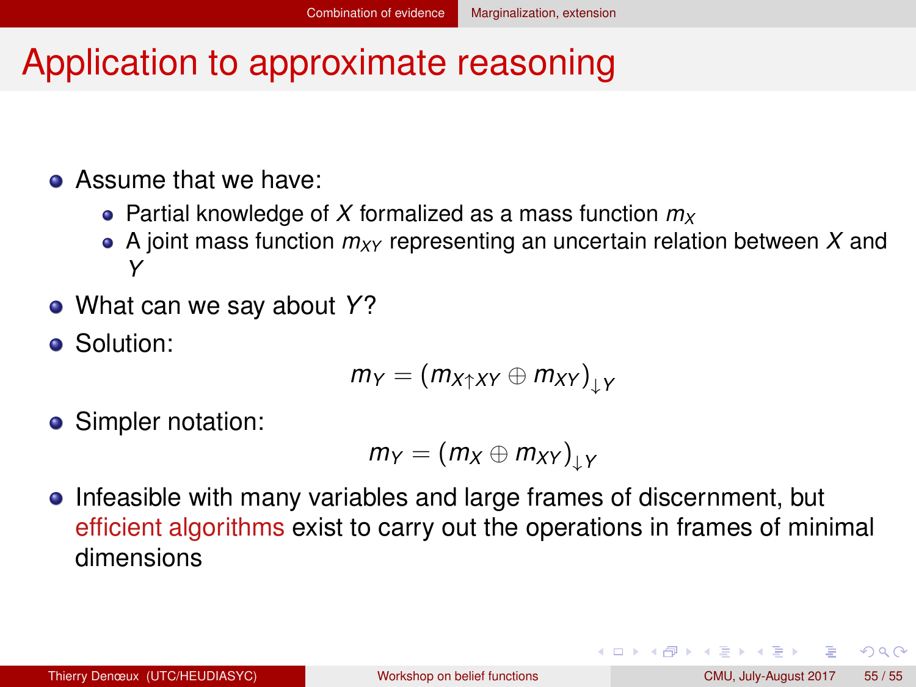# Application to approximate reasoning

- Assume that we have:
  - Partial knowledge of $X$ formalized as a mass function $m_X$
  - A joint mass function $m_{XY}$ representing an uncertain relation between $X$ and $Y$
- What can we say about $Y$?
- Solution:

$$m_Y = \left(m_{X \uparrow XY} \oplus m_{XY}\right)_{\downarrow Y}$$

- Simpler notation:

$$m_Y = \left(m_X \oplus m_{XY}\right)_{\downarrow Y}$$

- Infeasible with many variables and large frames of discernment, but efficient algorithms exist to carry out the operations in frames of minimal dimensions